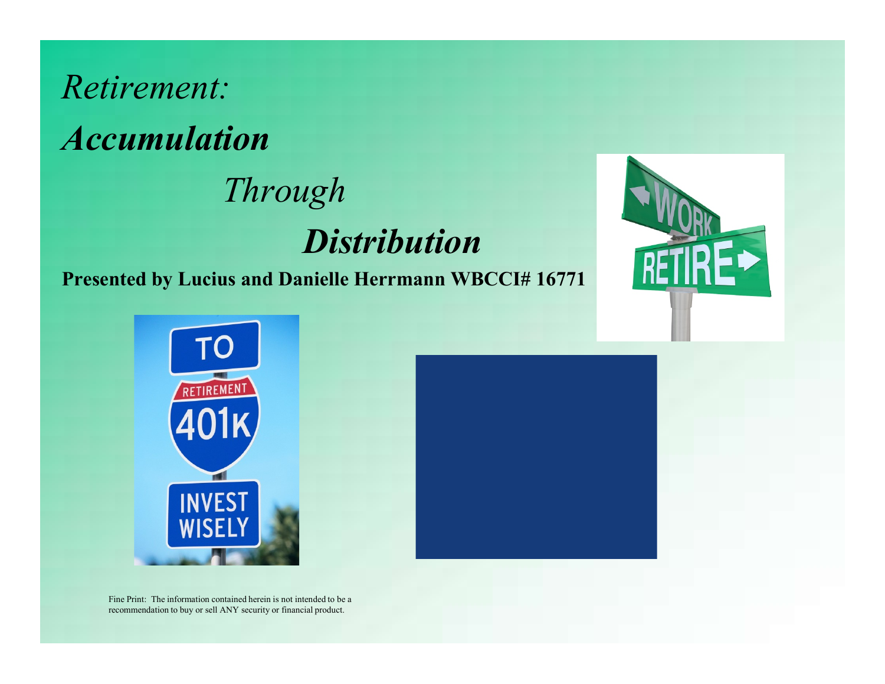# *Retirement:*

# ***Accumulation***

# *Through*

# ***Distribution***

**Presented by Lucius and Danielle Herrmann WBCCI# 16771**

Fine Print: The information contained herein is not intended to be a recommendation to buy or sell ANY security or financial product.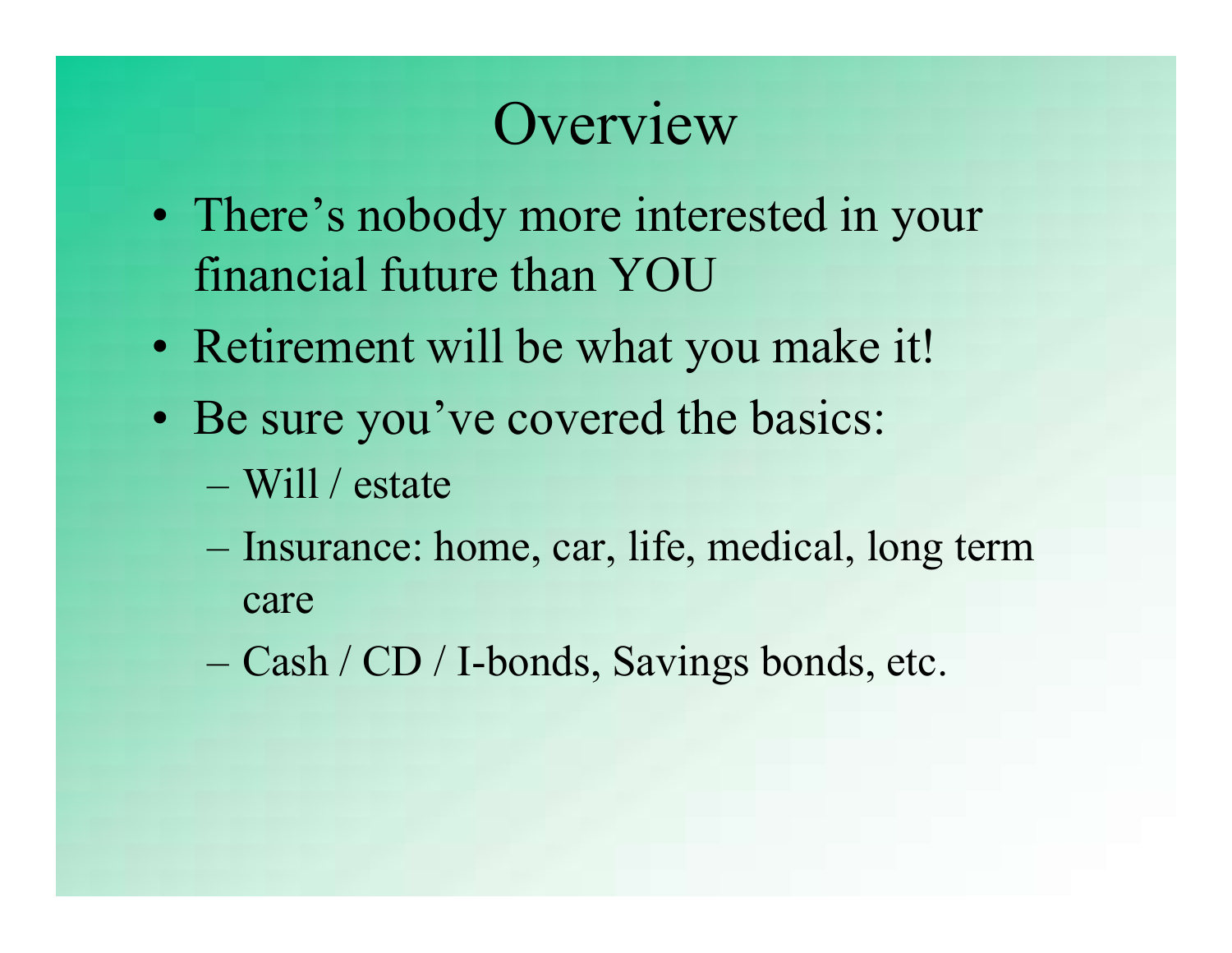# Overview

- There's nobody more interested in your financial future than YOU
- Retirement will be what you make it!
- Be sure you've covered the basics:
  - Will / estate
  - Insurance: home, car, life, medical, long term care
  - Cash / CD / I-bonds, Savings bonds, etc.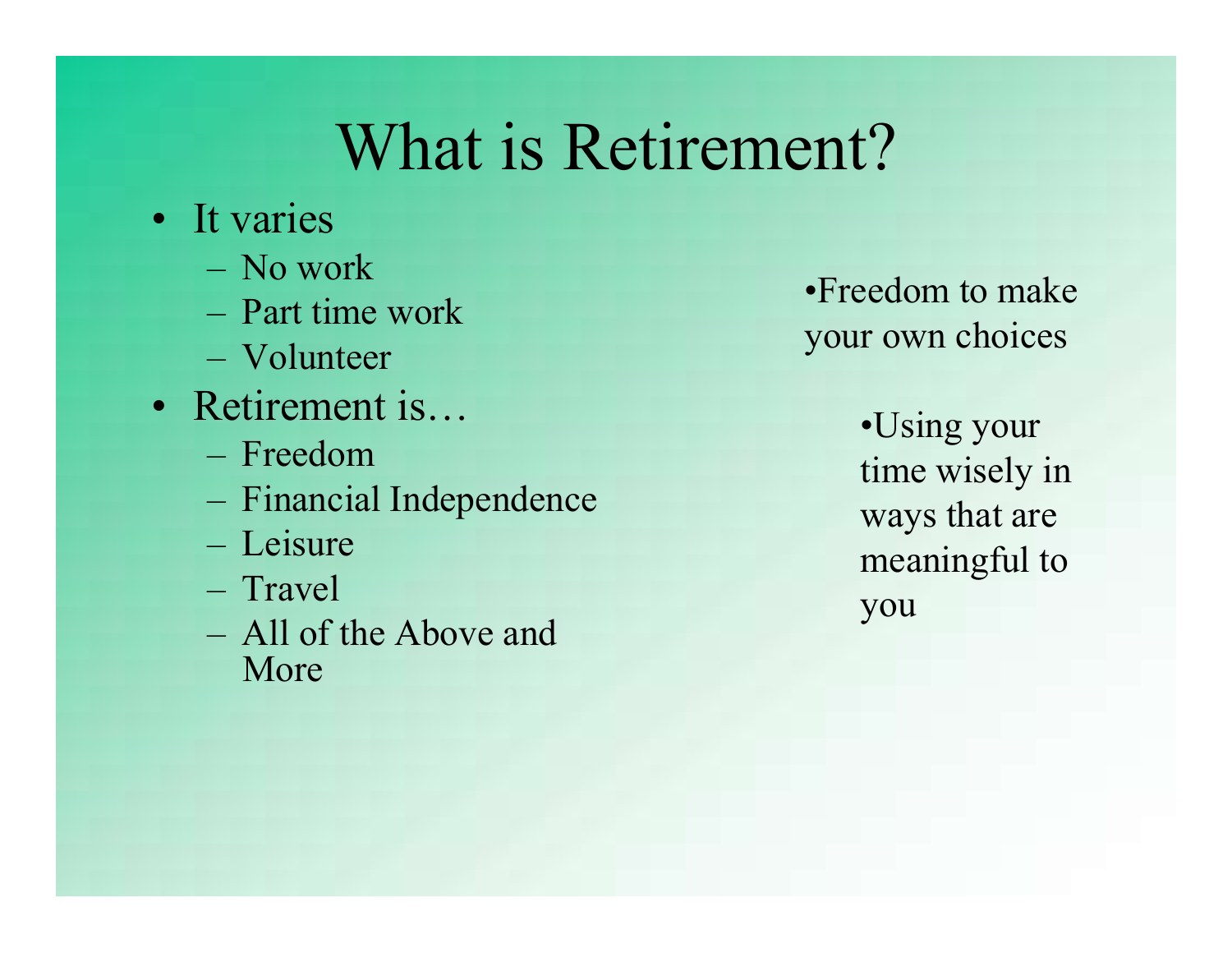# What is Retirement?

- It varies
  - No work
  - Part time work
  - Volunteer
- Retirement is…
  - Freedom
  - Financial Independence
  - Leisure
  - Travel
  - All of the Above and More

- Freedom to make your own choices

- Using your time wisely in ways that are meaningful to you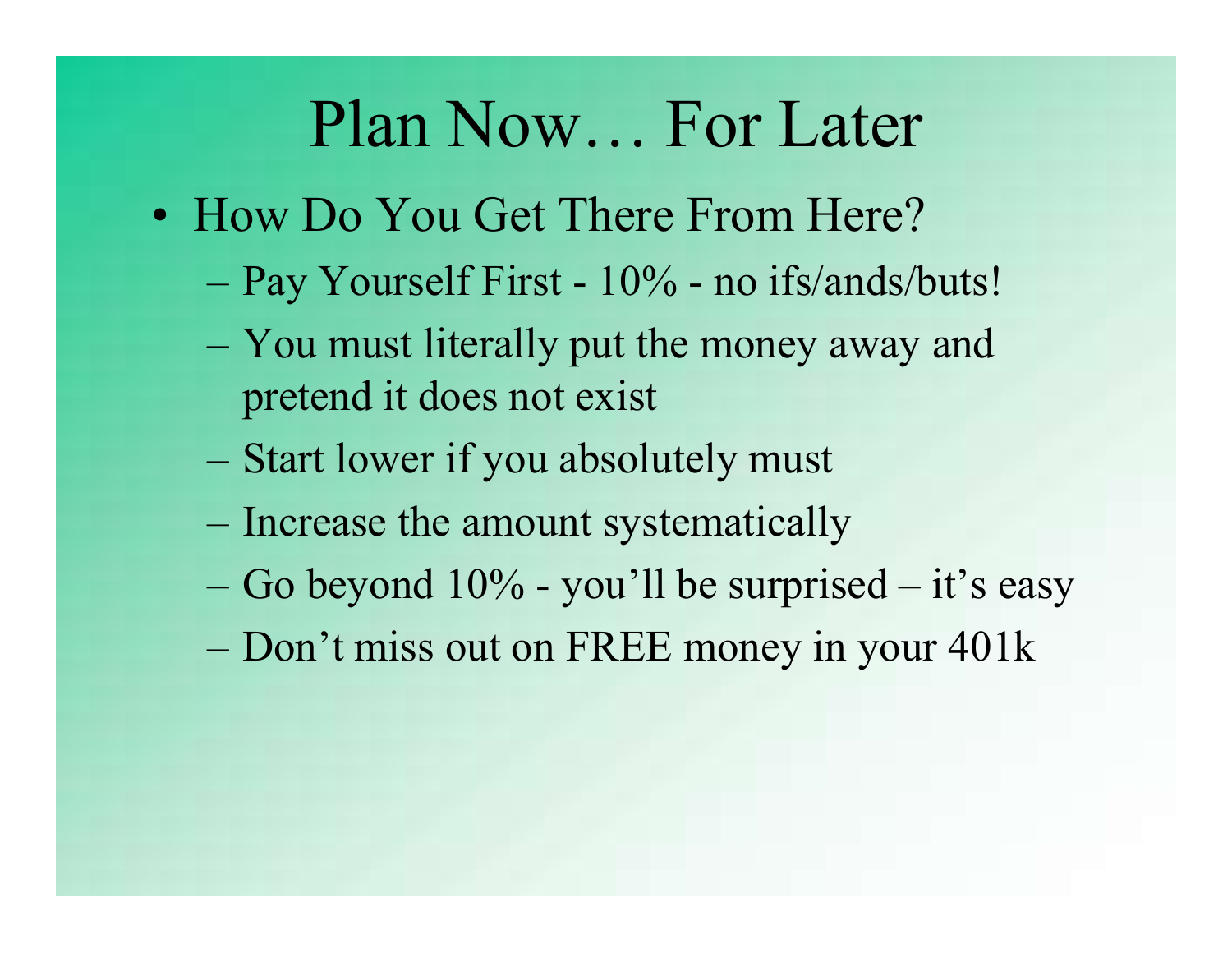# Plan Now… For Later

- How Do You Get There From Here?
  - Pay Yourself First - 10% - no ifs/ands/buts!
  - You must literally put the money away and pretend it does not exist
  - Start lower if you absolutely must
  - Increase the amount systematically
  - Go beyond 10% - you'll be surprised – it's easy
  - Don't miss out on FREE money in your 401k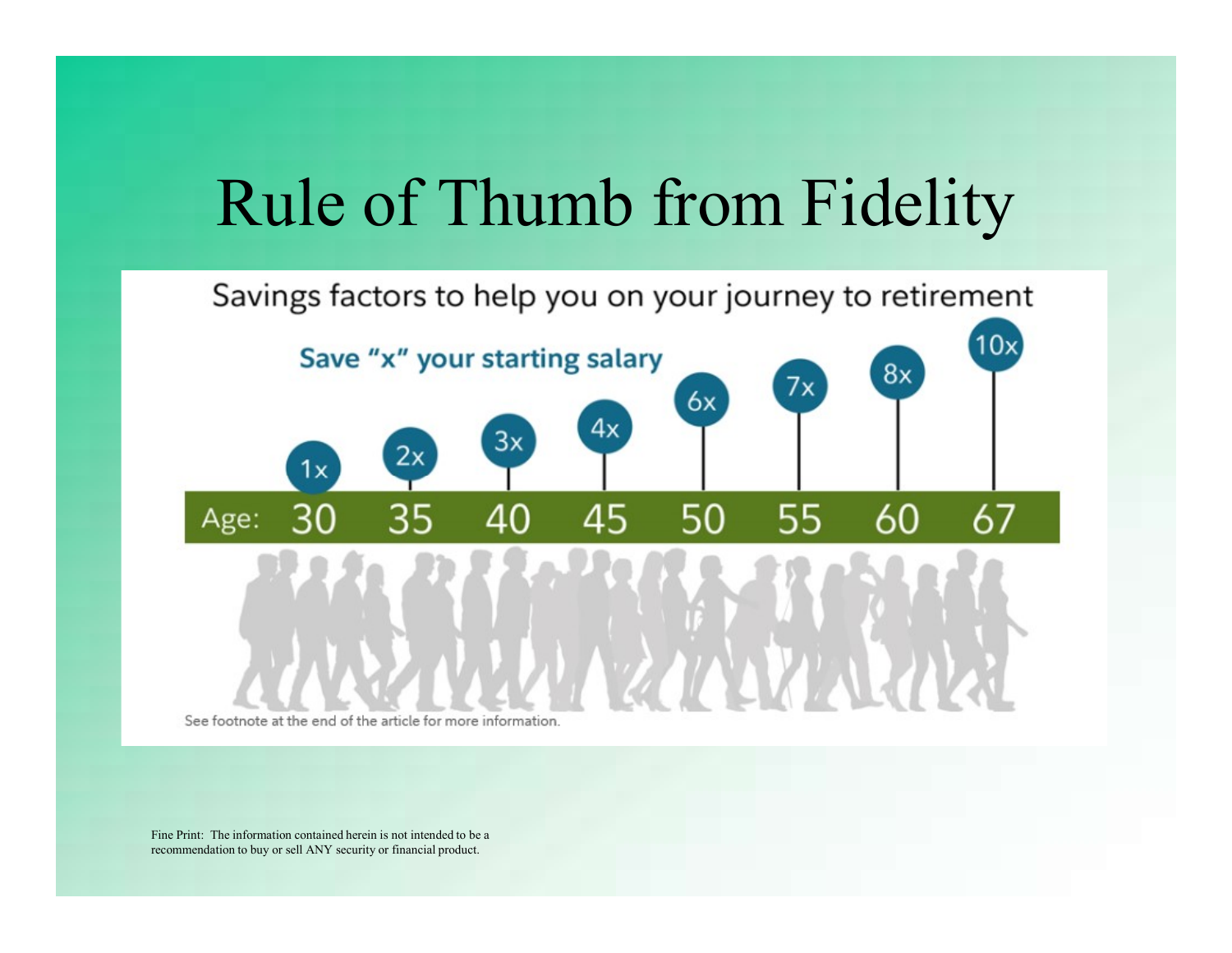# Rule of Thumb from Fidelity

Savings factors to help you on your journey to retirement

**Save "x" your starting salary**

| Age: | 30 | 35 | 40 | 45 | 50 | 55 | 60 | 67 |
|---|---|---|---|---|---|---|---|---|
| | 1x | 2x | 3x | 4x | 6x | 7x | 8x | 10x |

See footnote at the end of the article for more information.

Fine Print: The information contained herein is not intended to be a recommendation to buy or sell ANY security or financial product.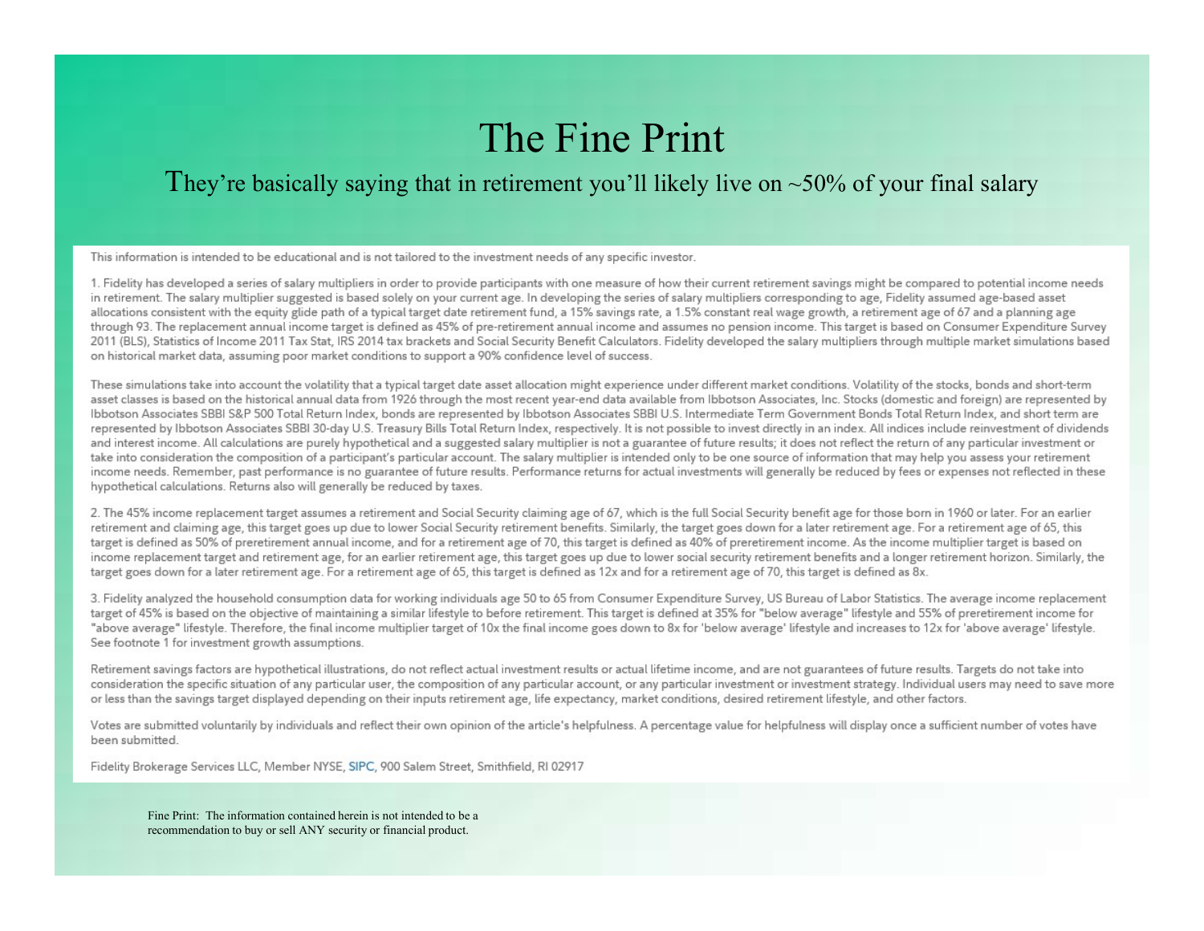# The Fine Print

## They're basically saying that in retirement you'll likely live on ~50% of your final salary

This information is intended to be educational and is not tailored to the investment needs of any specific investor.

1. Fidelity has developed a series of salary multipliers in order to provide participants with one measure of how their current retirement savings might be compared to potential income needs in retirement. The salary multiplier suggested is based solely on your current age. In developing the series of salary multipliers corresponding to age, Fidelity assumed age-based asset allocations consistent with the equity glide path of a typical target date retirement fund, a 15% savings rate, a 1.5% constant real wage growth, a retirement age of 67 and a planning age through 93. The replacement annual income target is defined as 45% of pre-retirement annual income and assumes no pension income. This target is based on Consumer Expenditure Survey 2011 (BLS), Statistics of Income 2011 Tax Stat, IRS 2014 tax brackets and Social Security Benefit Calculators. Fidelity developed the salary multipliers through multiple market simulations based on historical market data, assuming poor market conditions to support a 90% confidence level of success.

These simulations take into account the volatility that a typical target date asset allocation might experience under different market conditions. Volatility of the stocks, bonds and short-term asset classes is based on the historical annual data from 1926 through the most recent year-end data available from Ibbotson Associates, Inc. Stocks (domestic and foreign) are represented by Ibbotson Associates SBBI S&P 500 Total Return Index, bonds are represented by Ibbotson Associates SBBI U.S. Intermediate Term Government Bonds Total Return Index, and short term are represented by Ibbotson Associates SBBI 30-day U.S. Treasury Bills Total Return Index, respectively. It is not possible to invest directly in an index. All indices include reinvestment of dividends and interest income. All calculations are purely hypothetical and a suggested salary multiplier is not a guarantee of future results; it does not reflect the return of any particular investment or take into consideration the composition of a participant's particular account. The salary multiplier is intended only to be one source of information that may help you assess your retirement income needs. Remember, past performance is no guarantee of future results. Performance returns for actual investments will generally be reduced by fees or expenses not reflected in these hypothetical calculations. Returns also will generally be reduced by taxes.

2. The 45% income replacement target assumes a retirement and Social Security claiming age of 67, which is the full Social Security benefit age for those born in 1960 or later. For an earlier retirement and claiming age, this target goes up due to lower Social Security retirement benefits. Similarly, the target goes down for a later retirement age. For a retirement age of 65, this target is defined as 50% of preretirement annual income, and for a retirement age of 70, this target is defined as 40% of preretirement income. As the income multiplier target is based on income replacement target and retirement age, for an earlier retirement age, this target goes up due to lower social security retirement benefits and a longer retirement horizon. Similarly, the target goes down for a later retirement age. For a retirement age of 65, this target is defined as 12x and for a retirement age of 70, this target is defined as 8x.

3. Fidelity analyzed the household consumption data for working individuals age 50 to 65 from Consumer Expenditure Survey, US Bureau of Labor Statistics. The average income replacement target of 45% is based on the objective of maintaining a similar lifestyle to before retirement. This target is defined at 35% for "below average" lifestyle and 55% of preretirement income for "above average" lifestyle. Therefore, the final income multiplier target of 10x the final income goes down to 8x for 'below average' lifestyle and increases to 12x for 'above average' lifestyle. See footnote 1 for investment growth assumptions.

Retirement savings factors are hypothetical illustrations, do not reflect actual investment results or actual lifetime income, and are not guarantees of future results. Targets do not take into consideration the specific situation of any particular user, the composition of any particular account, or any particular investment or investment strategy. Individual users may need to save more or less than the savings target displayed depending on their inputs retirement age, life expectancy, market conditions, desired retirement lifestyle, and other factors.

Votes are submitted voluntarily by individuals and reflect their own opinion of the article's helpfulness. A percentage value for helpfulness will display once a sufficient number of votes have been submitted.

Fidelity Brokerage Services LLC, Member NYSE, SIPC, 900 Salem Street, Smithfield, RI 02917

Fine Print: The information contained herein is not intended to be a recommendation to buy or sell ANY security or financial product.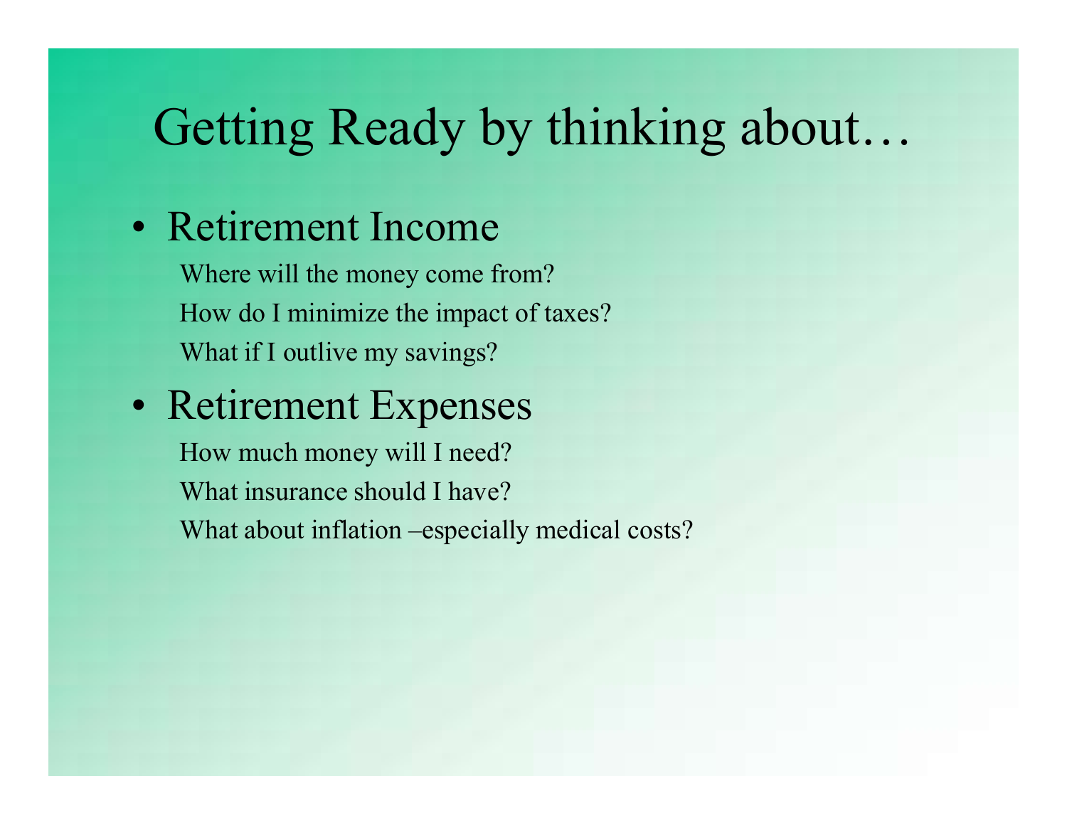# Getting Ready by thinking about…

- Retirement Income
  - Where will the money come from?
  - How do I minimize the impact of taxes?
  - What if I outlive my savings?
- Retirement Expenses
  - How much money will I need?
  - What insurance should I have?
  - What about inflation –especially medical costs?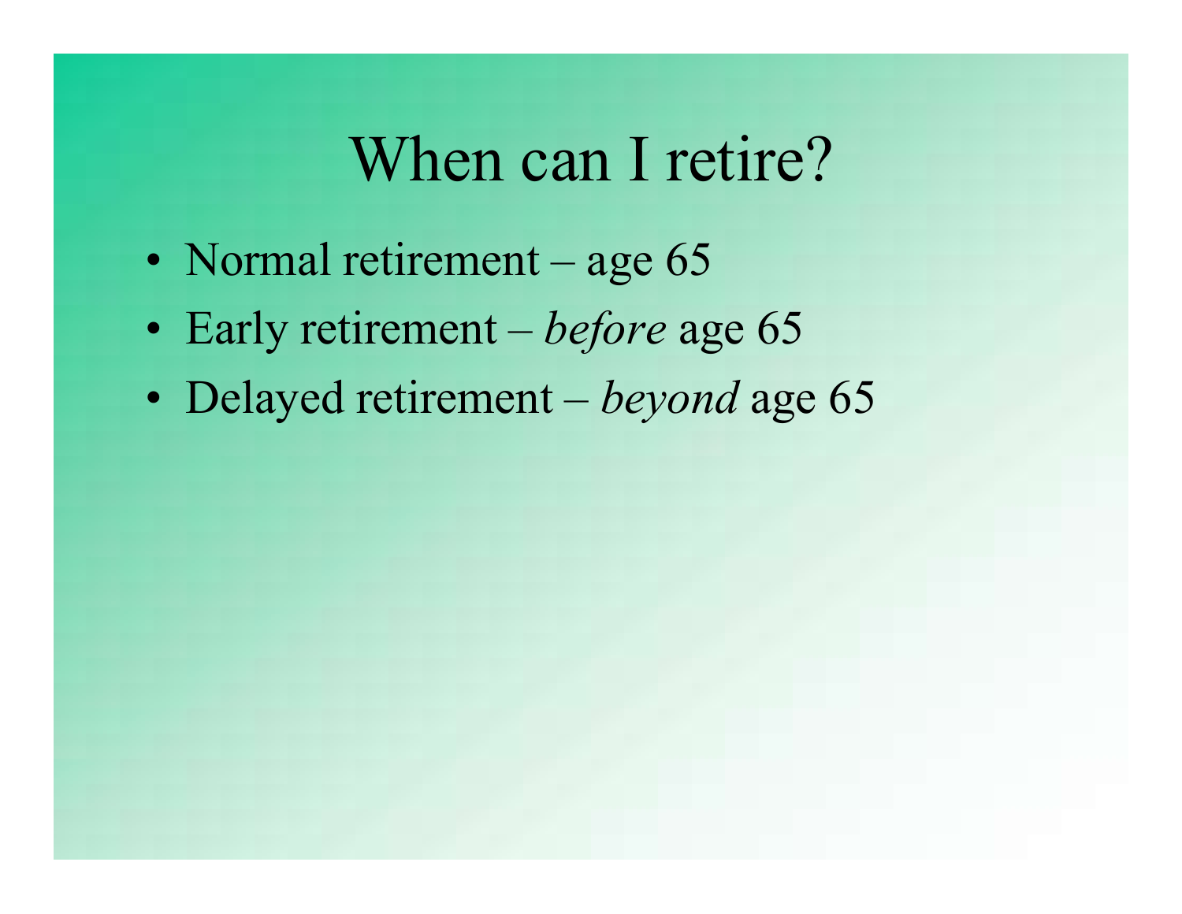# When can I retire?

- Normal retirement – age 65
- Early retirement – *before* age 65
- Delayed retirement – *beyond* age 65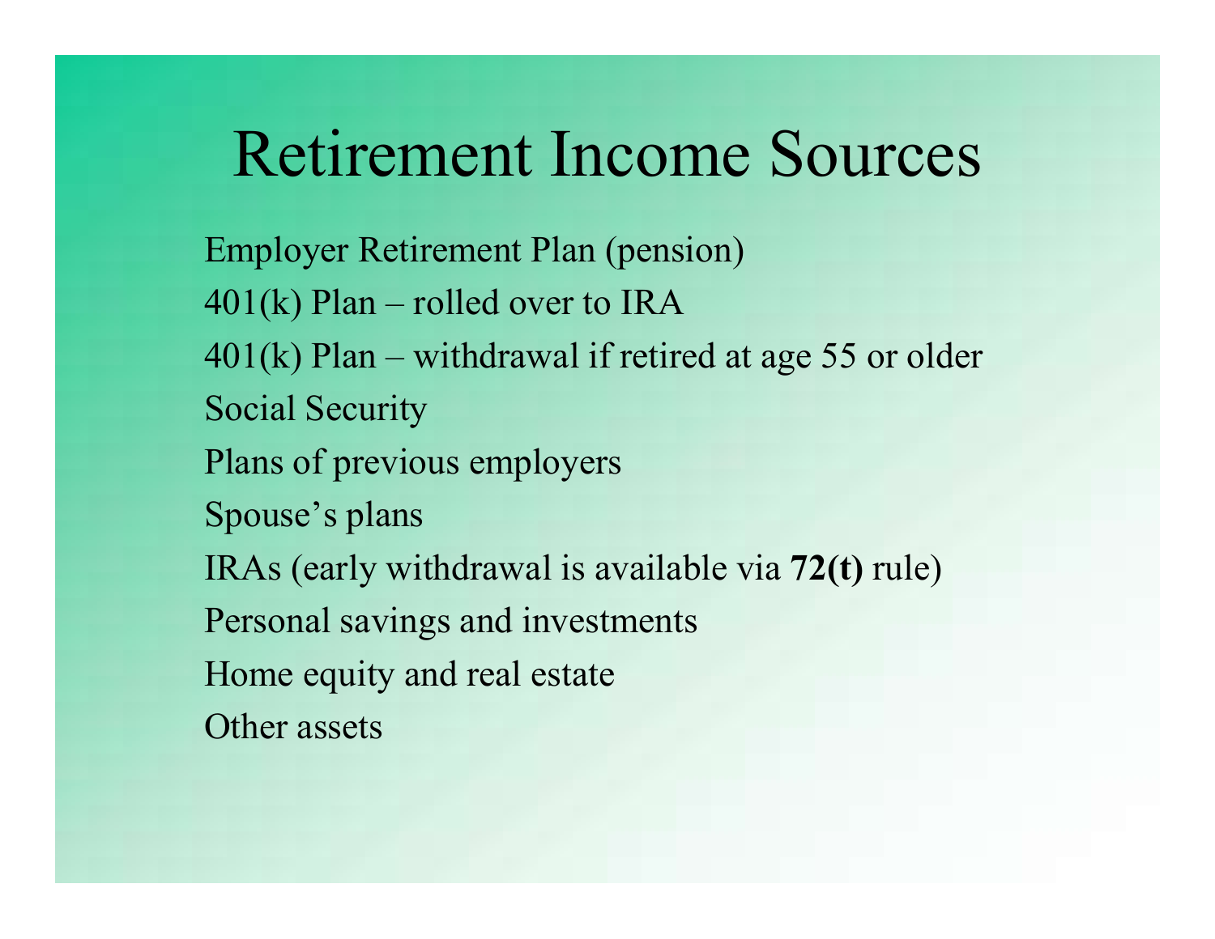# Retirement Income Sources

Employer Retirement Plan (pension)

401(k) Plan – rolled over to IRA

401(k) Plan – withdrawal if retired at age 55 or older

Social Security

Plans of previous employers

Spouse's plans

IRAs (early withdrawal is available via **72(t)** rule)

Personal savings and investments

Home equity and real estate

Other assets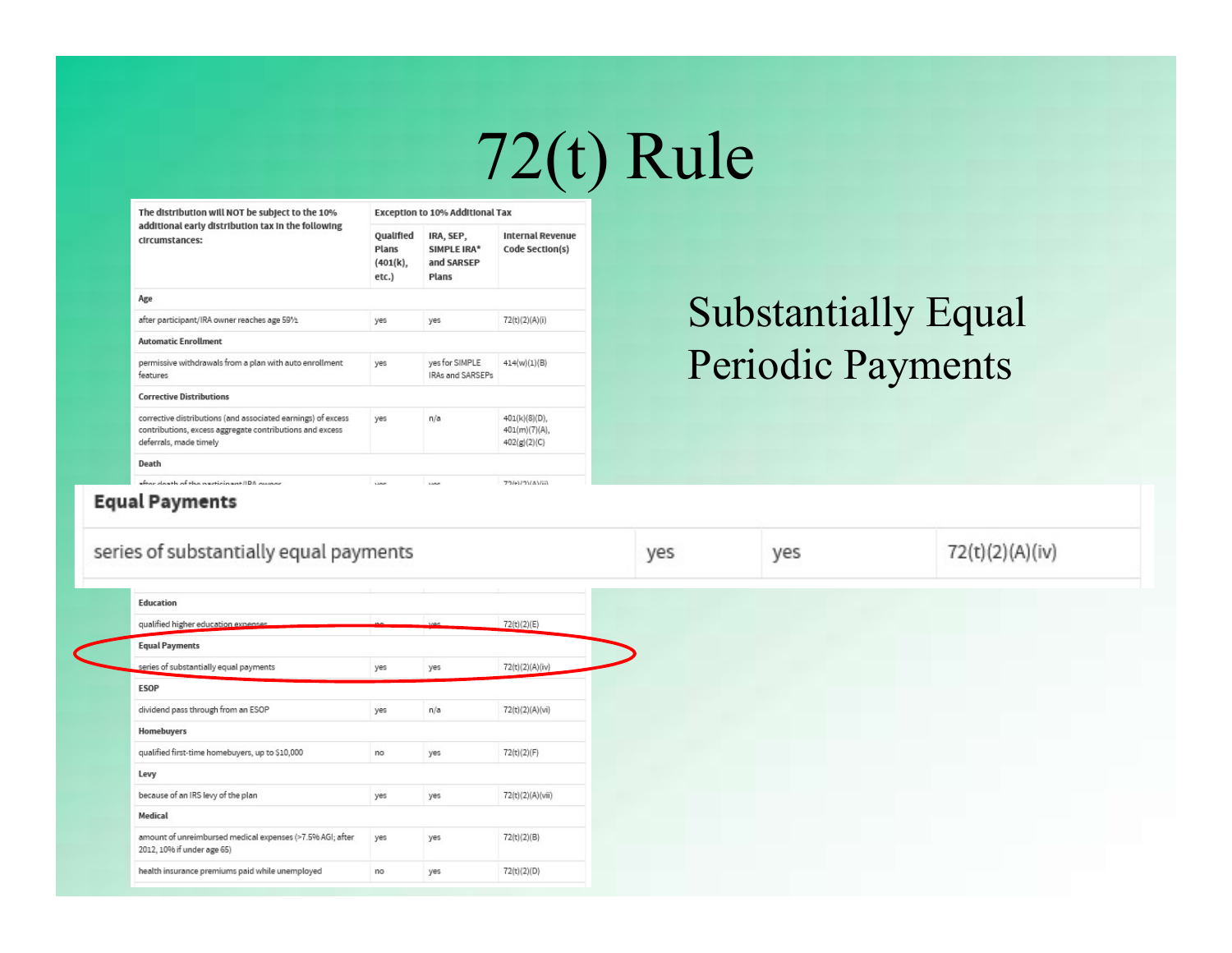# 72(t) Rule

Substantially Equal Periodic Payments

| The distribution will NOT be subject to the 10% additional early distribution tax in the following circumstances: | Exception to 10% Additional Tax | | |
|---|---|---|---|
| | Qualified Plans (401(k), etc.) | IRA, SEP, SIMPLE IRA* and SARSEP Plans | Internal Revenue Code Section(s) |
| **Age** | | | |
| after participant/IRA owner reaches age 59½ | yes | yes | 72(t)(2)(A)(i) |
| **Automatic Enrollment** | | | |
| permissive withdrawals from a plan with auto enrollment features | yes | yes for SIMPLE IRAs and SARSEPs | 414(w)(1)(B) |
| **Corrective Distributions** | | | |
| corrective distributions (and associated earnings) of excess contributions, excess aggregate contributions and excess deferrals, made timely | yes | n/a | 401(k)(8)(D), 401(m)(7)(A), 402(g)(2)(C) |
| **Death** | | | |
| **Education** | | | |
| qualified higher education expenses | no | yes | 72(t)(2)(E) |
| **Equal Payments** | | | |
| series of substantially equal payments | yes | yes | 72(t)(2)(A)(iv) |
| **ESOP** | | | |
| dividend pass through from an ESOP | yes | n/a | 72(t)(2)(A)(vi) |
| **Homebuyers** | | | |
| qualified first-time homebuyers, up to $10,000 | no | yes | 72(t)(2)(F) |
| **Levy** | | | |
| because of an IRS levy of the plan | yes | yes | 72(t)(2)(A)(vii) |
| **Medical** | | | |
| amount of unreimbursed medical expenses (>7.5% AGI; after 2012, 10% if under age 65) | yes | yes | 72(t)(2)(B) |
| health insurance premiums paid while unemployed | no | yes | 72(t)(2)(D) |

| **Equal Payments** | | | |
|---|---|---|---|
| series of substantially equal payments | yes | yes | 72(t)(2)(A)(iv) |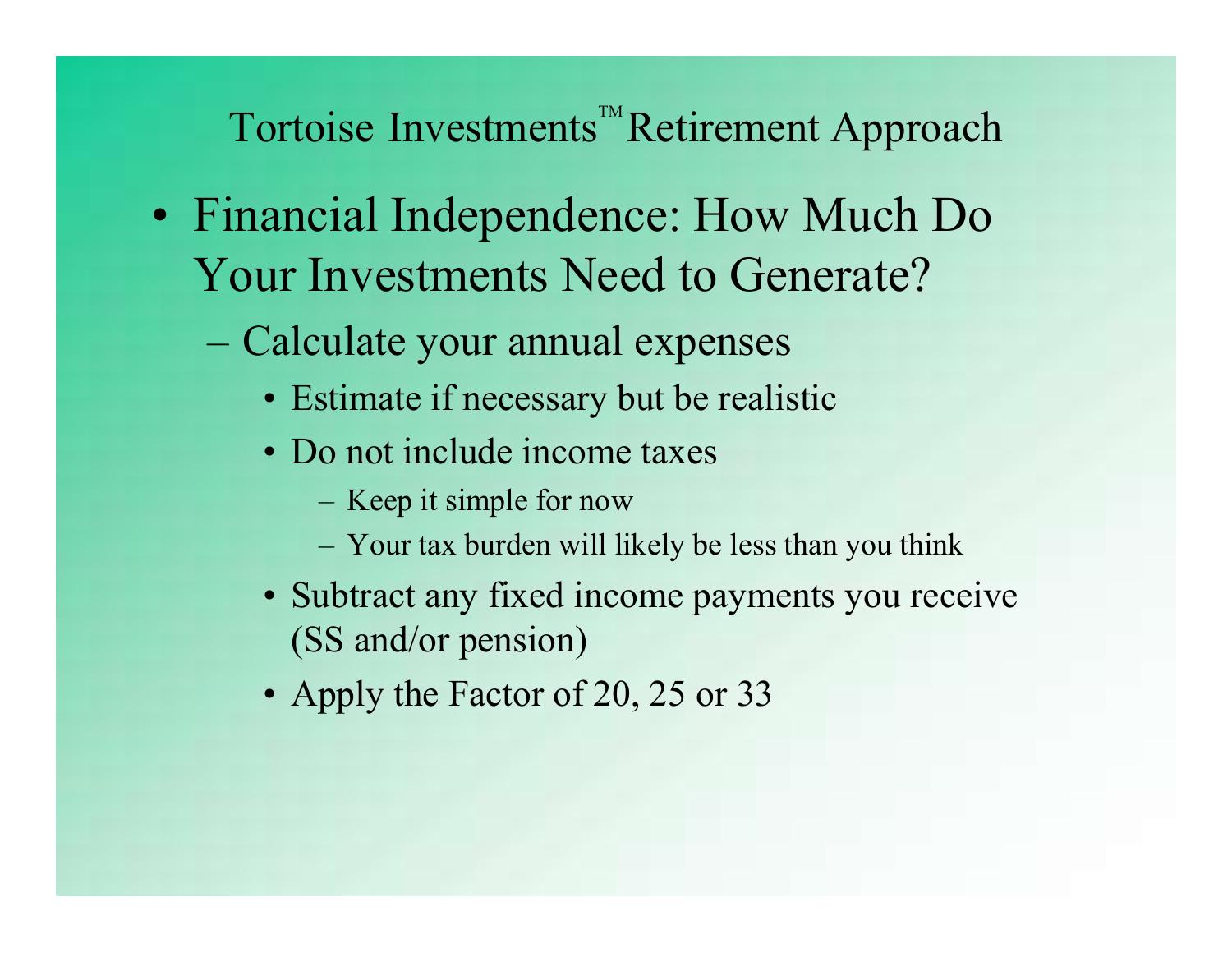# Tortoise Investments™ Retirement Approach

- Financial Independence: How Much Do Your Investments Need to Generate?
  - Calculate your annual expenses
    - Estimate if necessary but be realistic
    - Do not include income taxes
      - Keep it simple for now
      - Your tax burden will likely be less than you think
    - Subtract any fixed income payments you receive (SS and/or pension)
    - Apply the Factor of 20, 25 or 33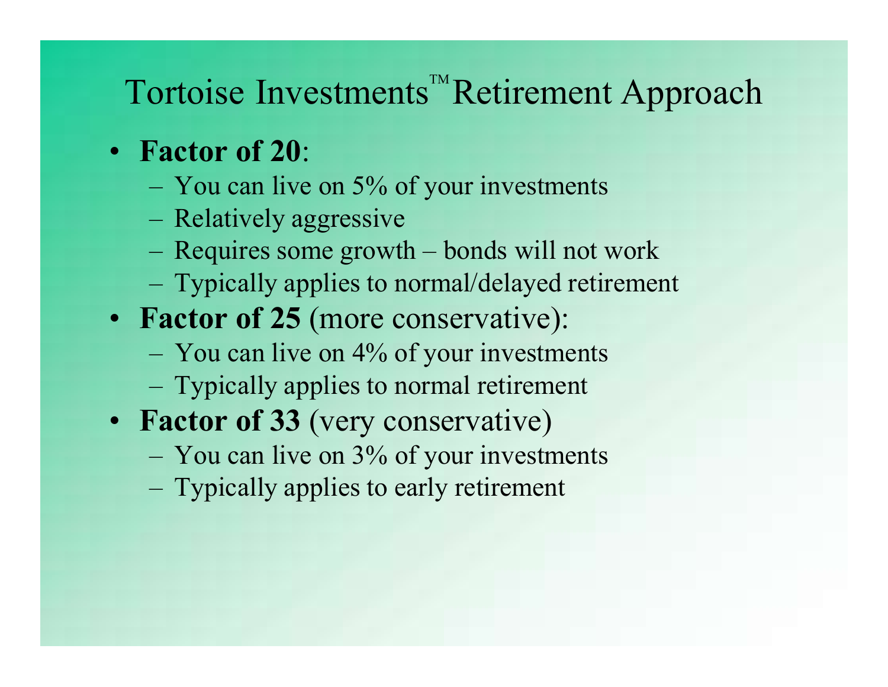# Tortoise Investments™ Retirement Approach

- **Factor of 20**:
  - You can live on 5% of your investments
  - Relatively aggressive
  - Requires some growth – bonds will not work
  - Typically applies to normal/delayed retirement
- **Factor of 25** (more conservative):
  - You can live on 4% of your investments
  - Typically applies to normal retirement
- **Factor of 33** (very conservative)
  - You can live on 3% of your investments
  - Typically applies to early retirement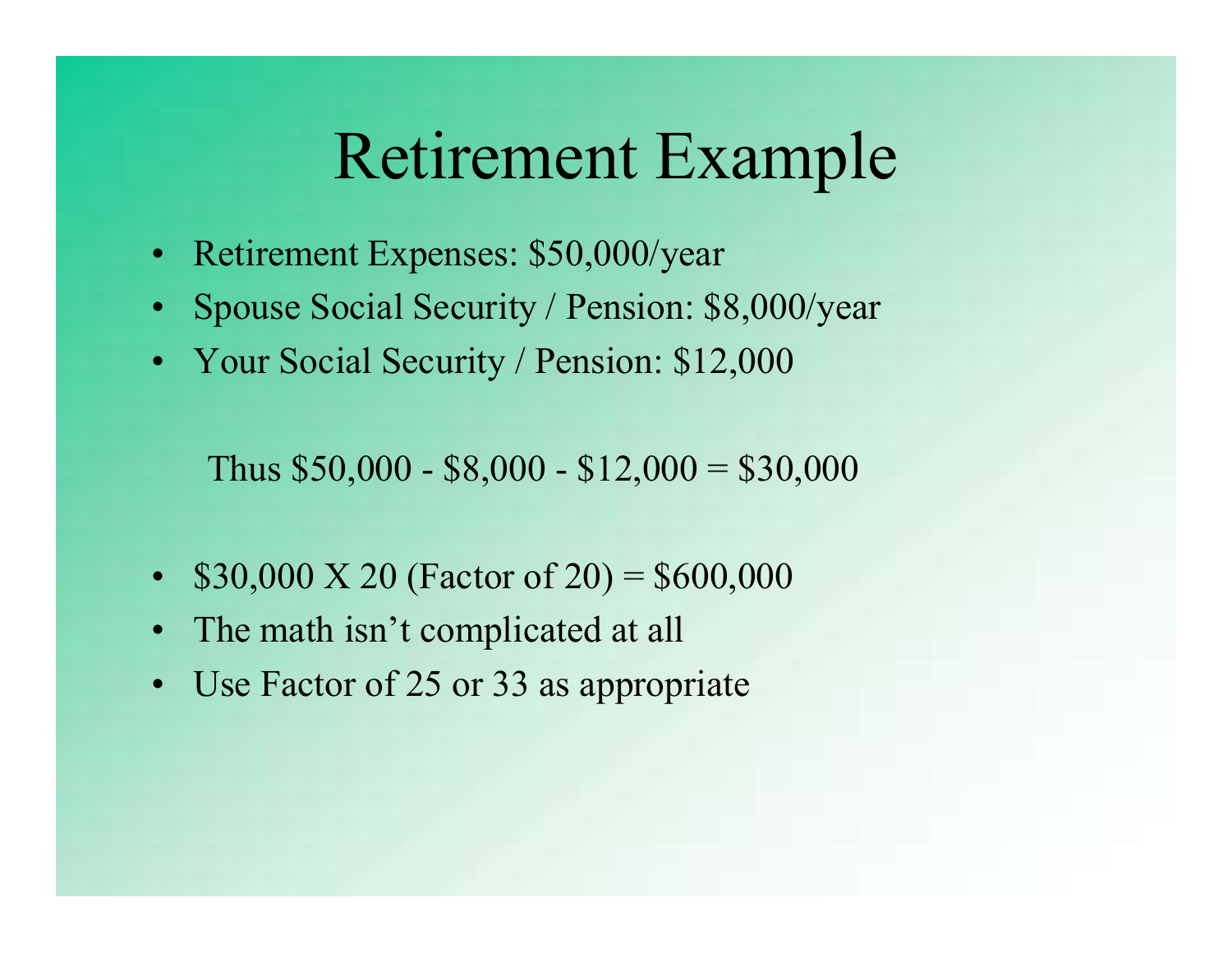# Retirement Example

- Retirement Expenses: $50,000/year
- Spouse Social Security / Pension: $8,000/year
- Your Social Security / Pension: $12,000

Thus $50,000 - $8,000 - $12,000 = $30,000

- $30,000 X 20 (Factor of 20) = $600,000
- The math isn’t complicated at all
- Use Factor of 25 or 33 as appropriate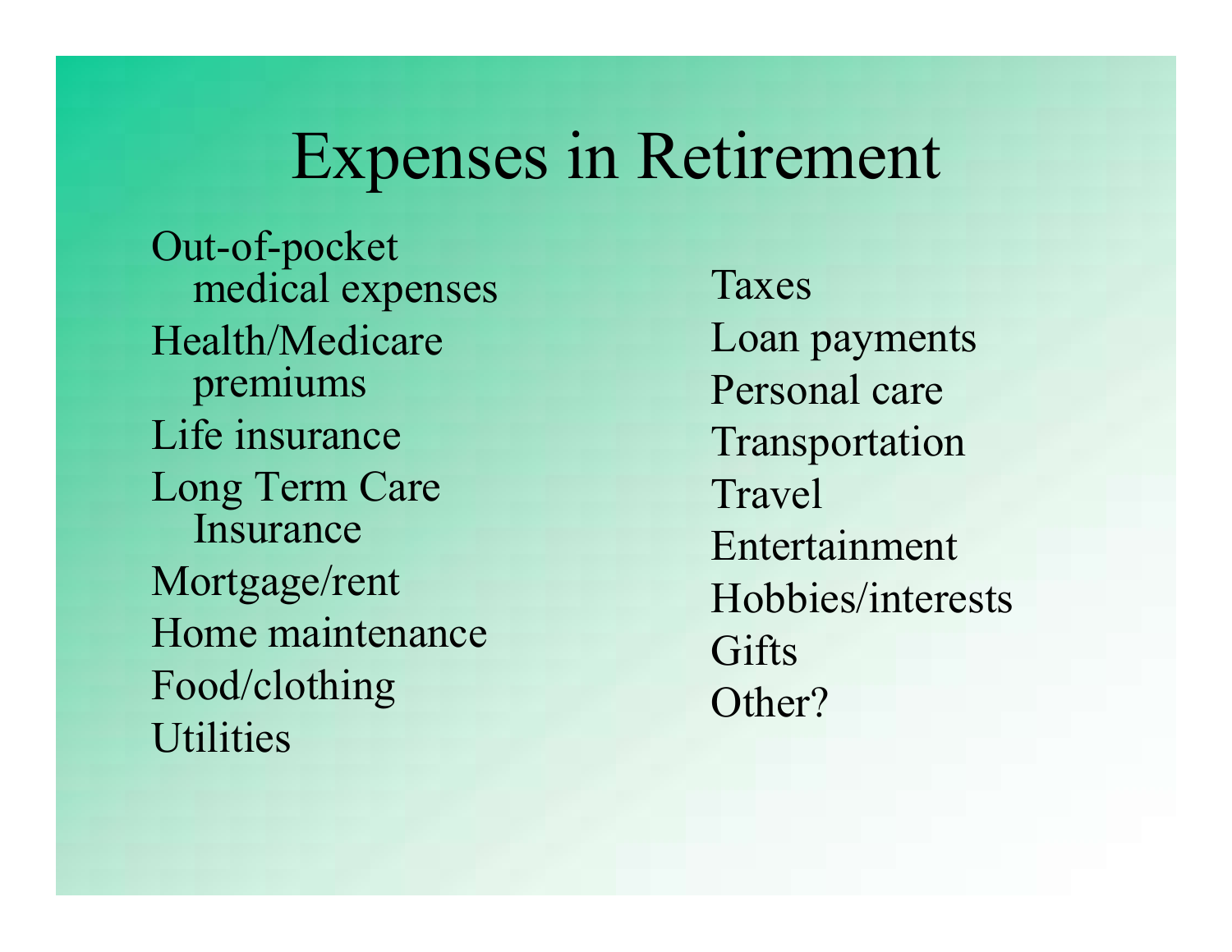# Expenses in Retirement

- Out-of-pocket medical expenses
- Health/Medicare premiums
- Life insurance
- Long Term Care Insurance
- Mortgage/rent
- Home maintenance
- Food/clothing
- Utilities
- Taxes
- Loan payments
- Personal care
- Transportation
- Travel
- Entertainment
- Hobbies/interests
- Gifts
- Other?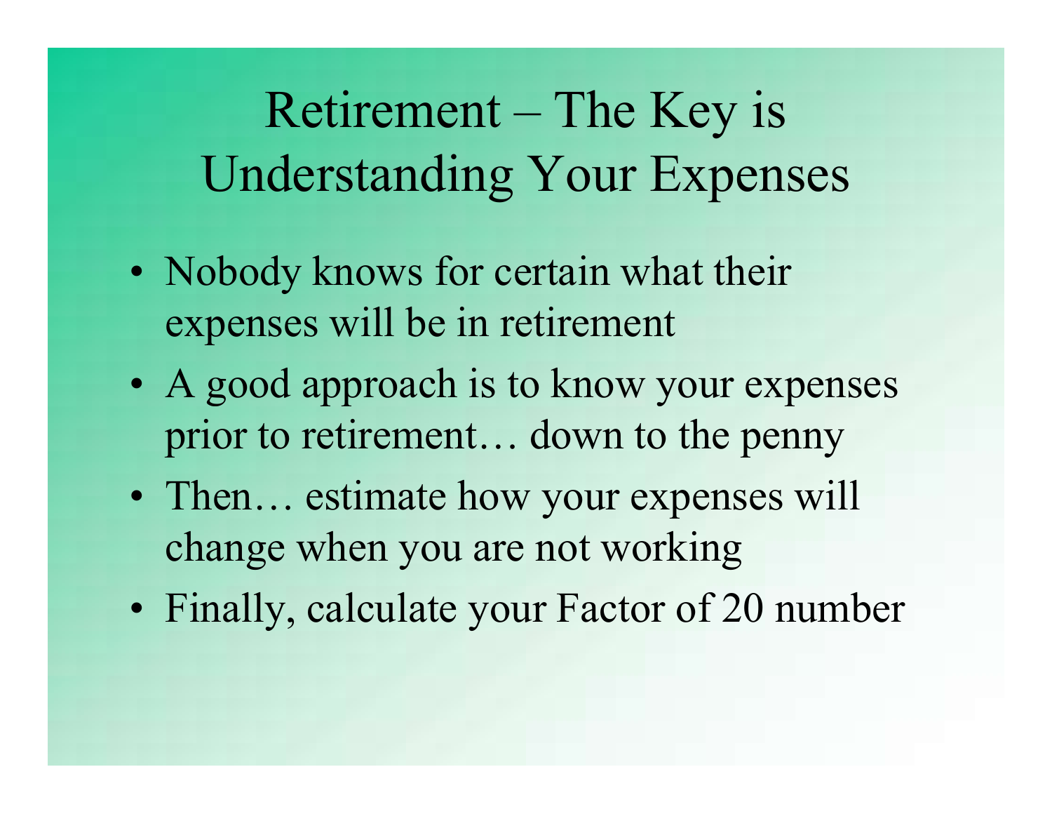# Retirement – The Key is Understanding Your Expenses

- Nobody knows for certain what their expenses will be in retirement
- A good approach is to know your expenses prior to retirement… down to the penny
- Then… estimate how your expenses will change when you are not working
- Finally, calculate your Factor of 20 number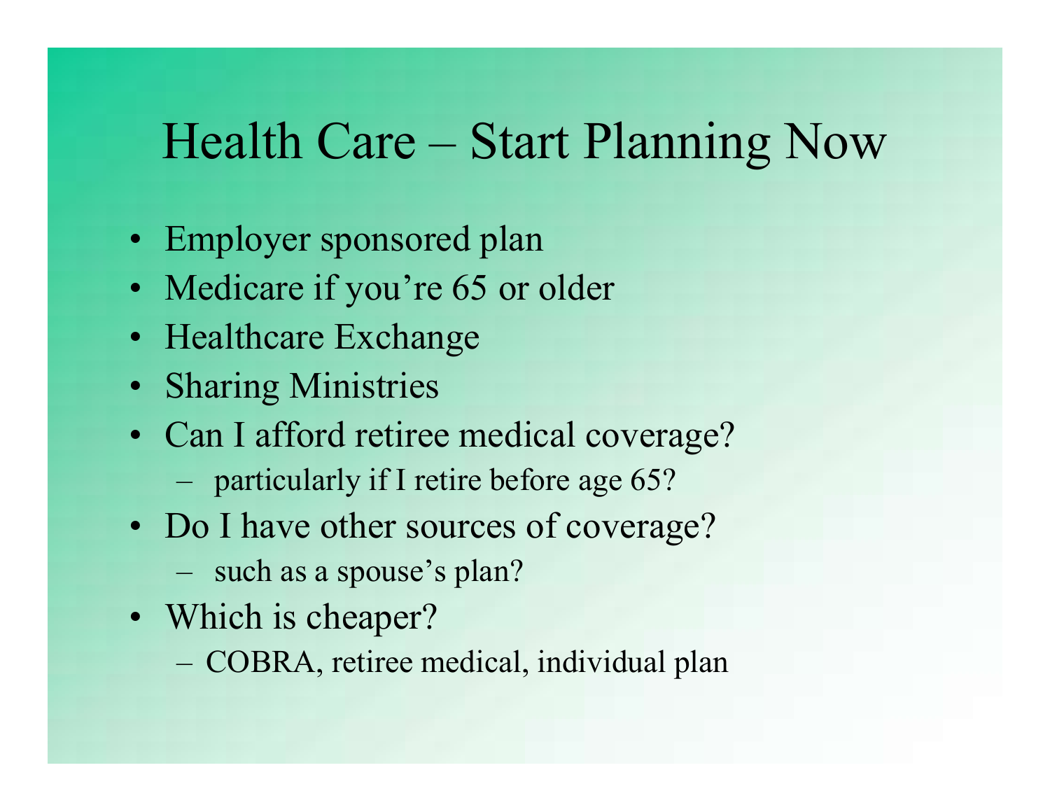# Health Care – Start Planning Now

- Employer sponsored plan
- Medicare if you're 65 or older
- Healthcare Exchange
- Sharing Ministries
- Can I afford retiree medical coverage?
  - particularly if I retire before age 65?
- Do I have other sources of coverage?
  - such as a spouse's plan?
- Which is cheaper?
  - COBRA, retiree medical, individual plan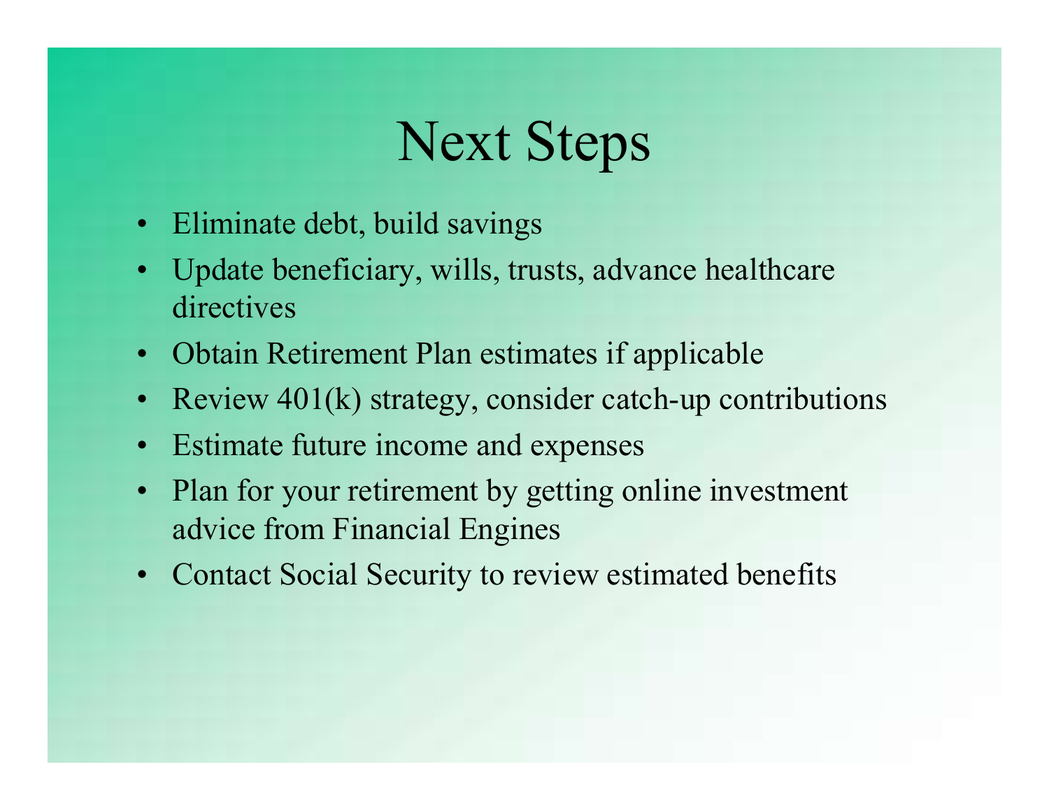# Next Steps

- Eliminate debt, build savings
- Update beneficiary, wills, trusts, advance healthcare directives
- Obtain Retirement Plan estimates if applicable
- Review 401(k) strategy, consider catch-up contributions
- Estimate future income and expenses
- Plan for your retirement by getting online investment advice from Financial Engines
- Contact Social Security to review estimated benefits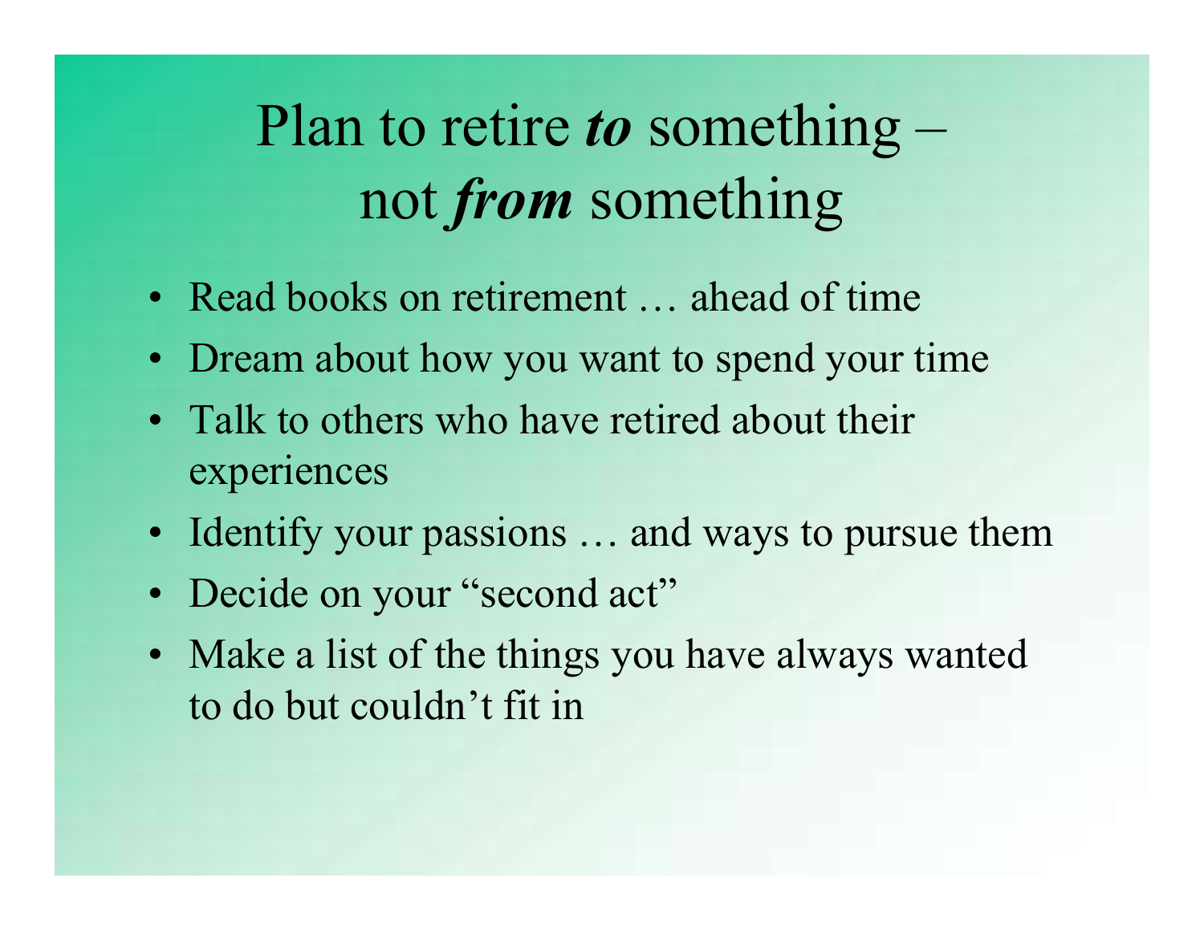# Plan to retire ***to*** something – not ***from*** something

- Read books on retirement … ahead of time
- Dream about how you want to spend your time
- Talk to others who have retired about their experiences
- Identify your passions … and ways to pursue them
- Decide on your “second act”
- Make a list of the things you have always wanted to do but couldn’t fit in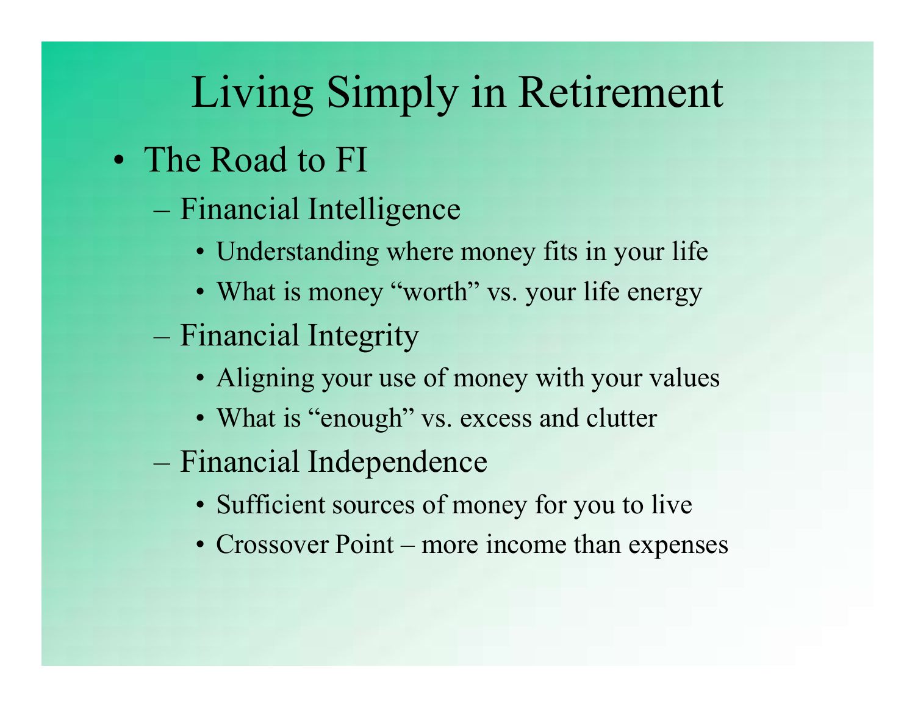# Living Simply in Retirement

- The Road to FI
  - Financial Intelligence
    - Understanding where money fits in your life
    - What is money "worth" vs. your life energy
  - Financial Integrity
    - Aligning your use of money with your values
    - What is "enough" vs. excess and clutter
  - Financial Independence
    - Sufficient sources of money for you to live
    - Crossover Point – more income than expenses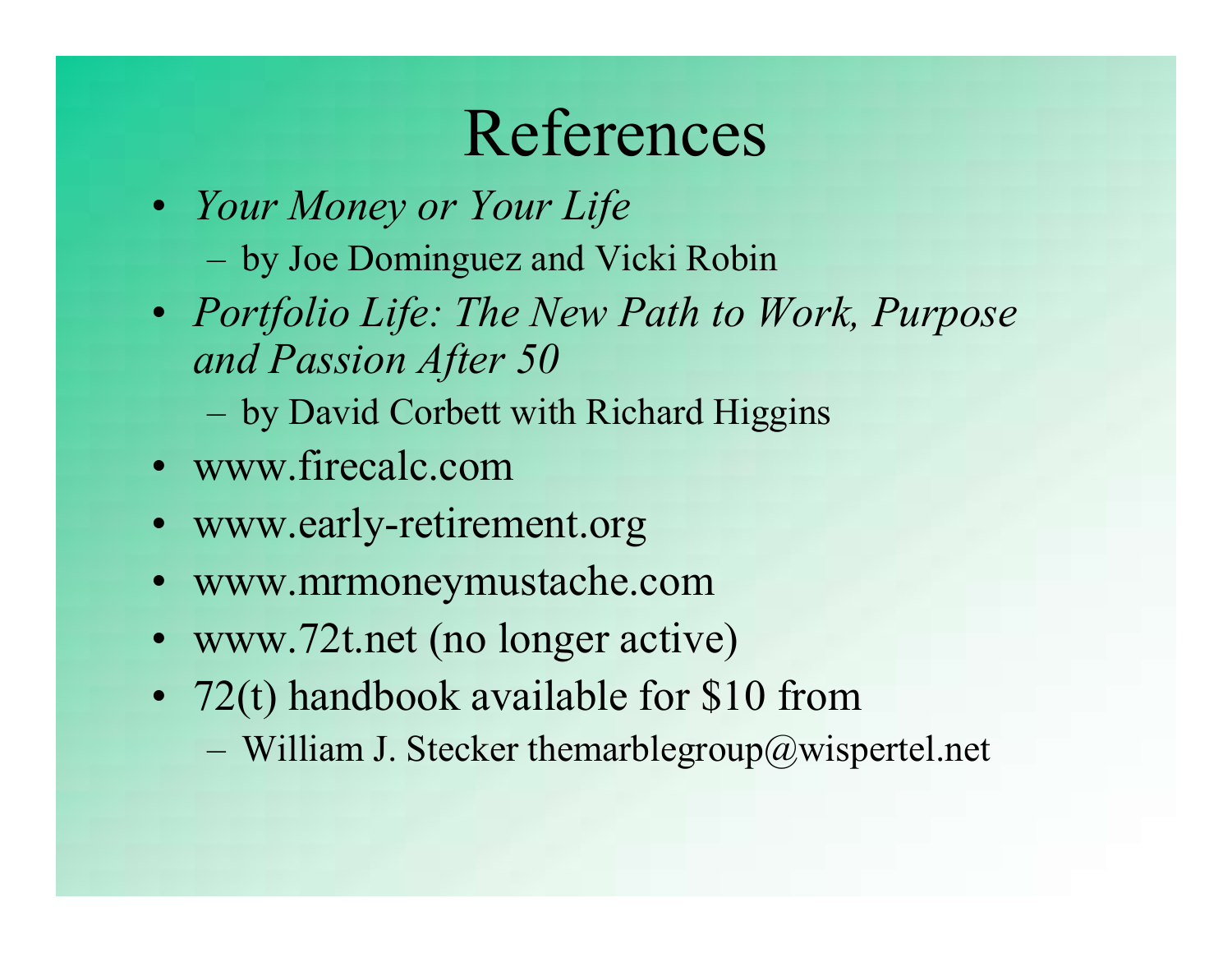# References

- *Your Money or Your Life*
  - by Joe Dominguez and Vicki Robin
- *Portfolio Life: The New Path to Work, Purpose and Passion After 50*
  - by David Corbett with Richard Higgins
- www.firecalc.com
- www.early-retirement.org
- www.mrmoneymustache.com
- www.72t.net (no longer active)
- 72(t) handbook available for $10 from
  - William J. Stecker themarblegroup@wispertel.net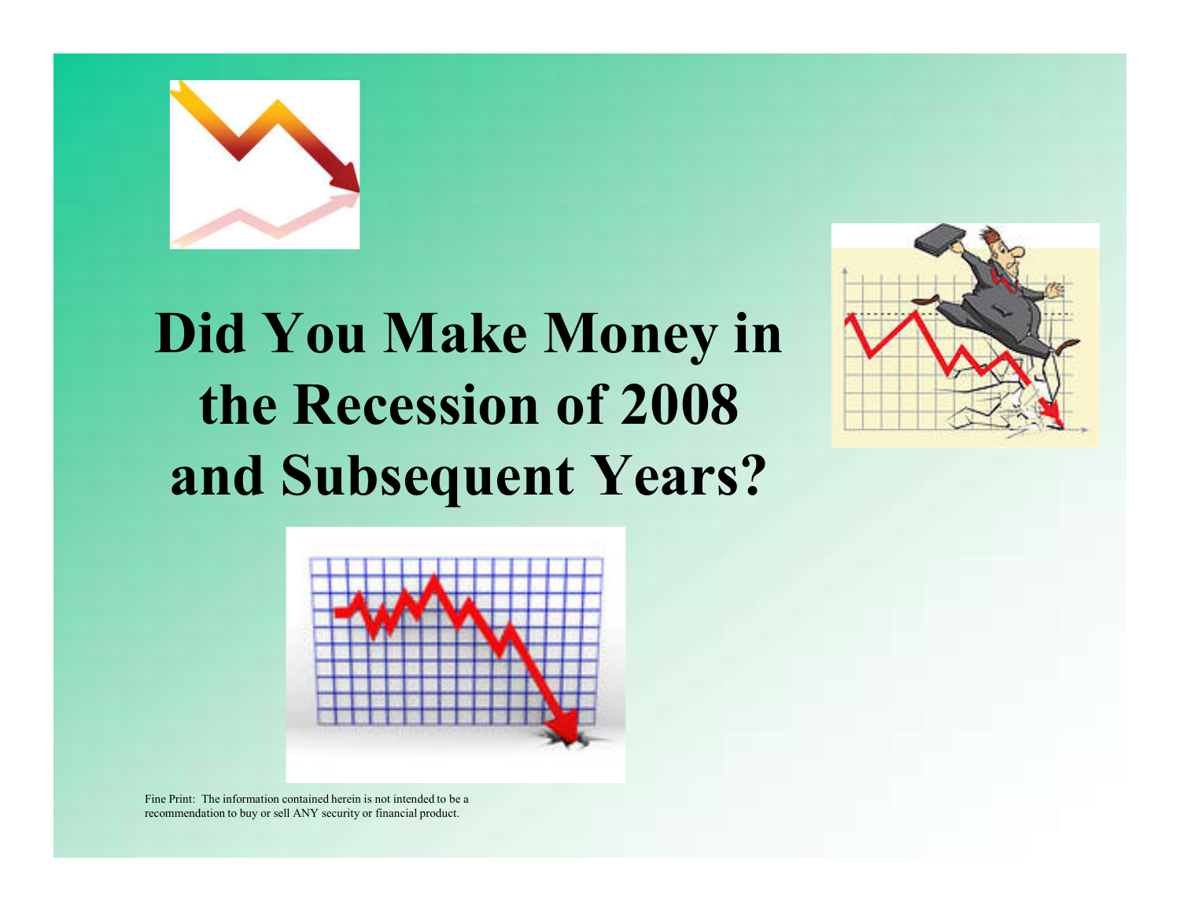# Did You Make Money in the Recession of 2008 and Subsequent Years?

Fine Print: The information contained herein is not intended to be a recommendation to buy or sell ANY security or financial product.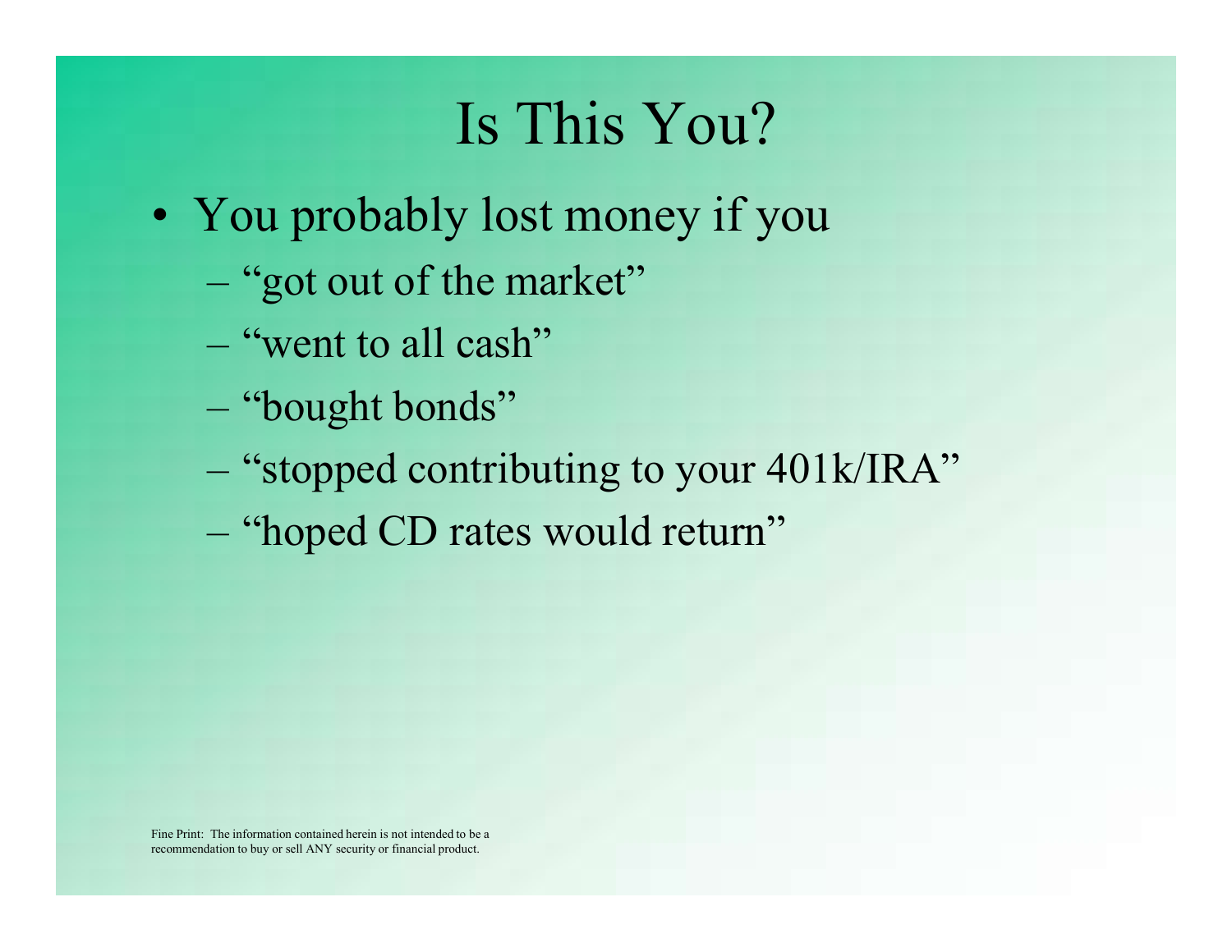# Is This You?

- You probably lost money if you
  - "got out of the market"
  - "went to all cash"
  - "bought bonds"
  - "stopped contributing to your 401k/IRA"
  - "hoped CD rates would return"

Fine Print: The information contained herein is not intended to be a recommendation to buy or sell ANY security or financial product.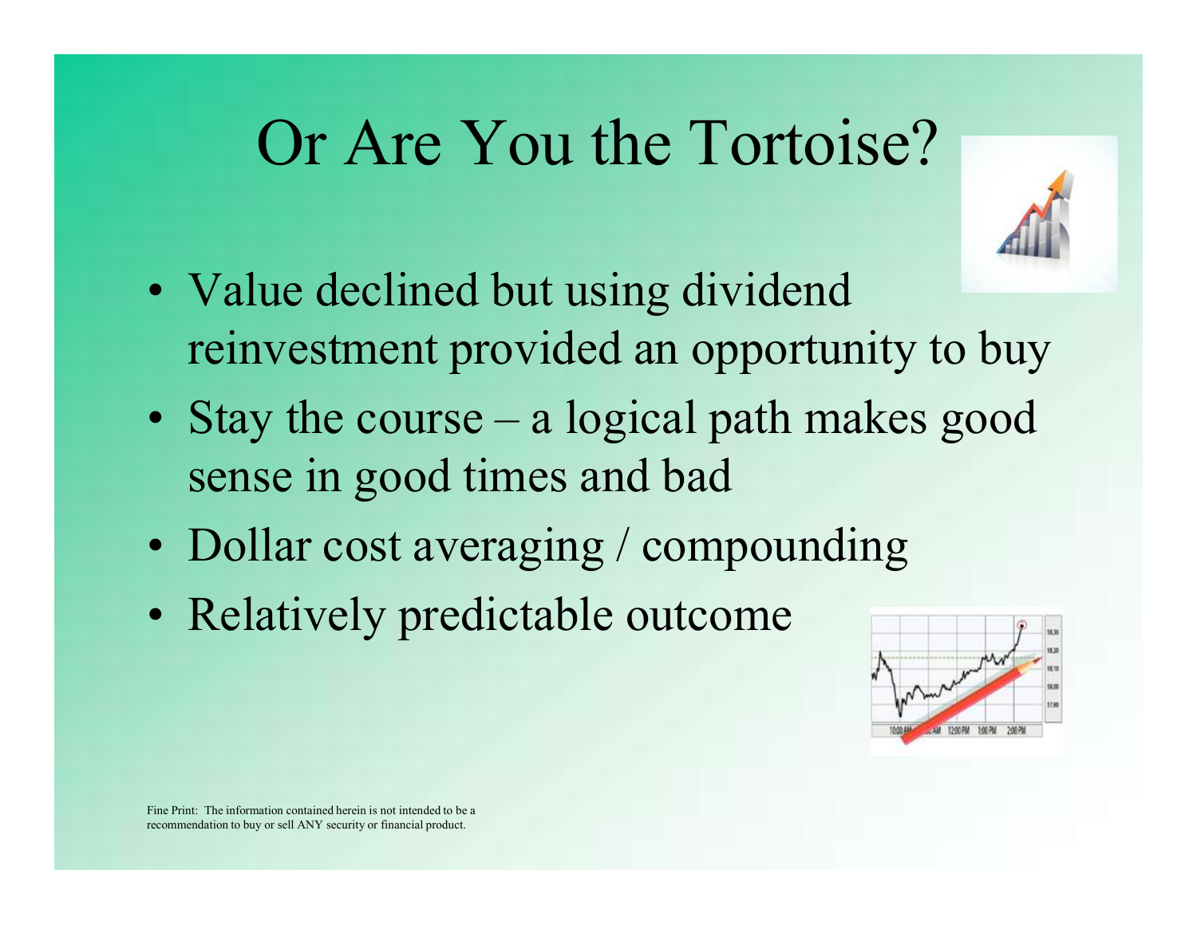# Or Are You the Tortoise?

- Value declined but using dividend reinvestment provided an opportunity to buy
- Stay the course – a logical path makes good sense in good times and bad
- Dollar cost averaging / compounding
- Relatively predictable outcome

Fine Print: The information contained herein is not intended to be a recommendation to buy or sell ANY security or financial product.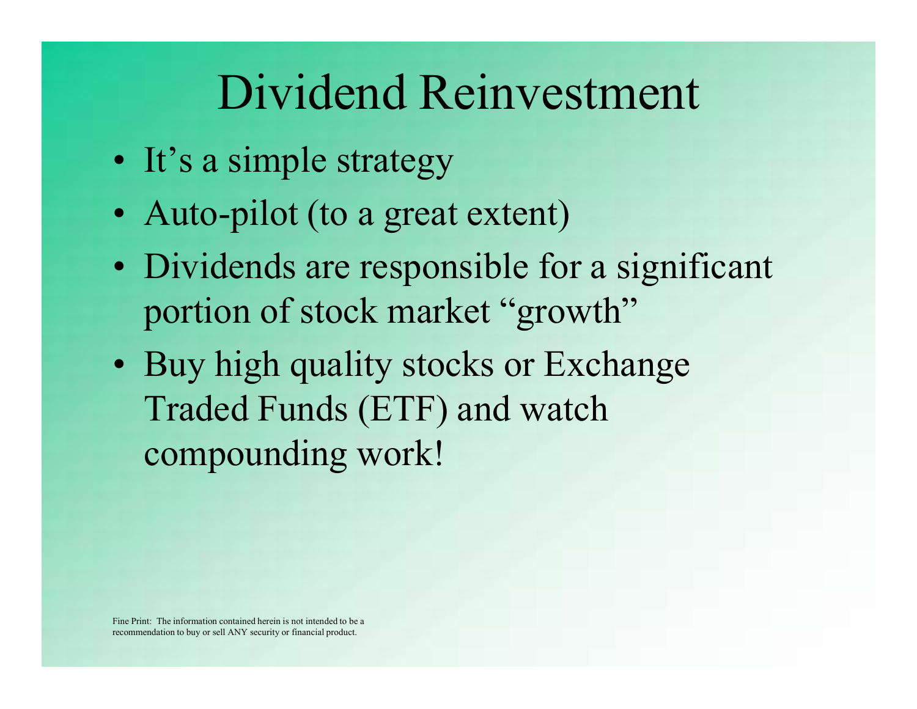# Dividend Reinvestment

- It's a simple strategy
- Auto-pilot (to a great extent)
- Dividends are responsible for a significant portion of stock market "growth"
- Buy high quality stocks or Exchange Traded Funds (ETF) and watch compounding work!

Fine Print: The information contained herein is not intended to be a recommendation to buy or sell ANY security or financial product.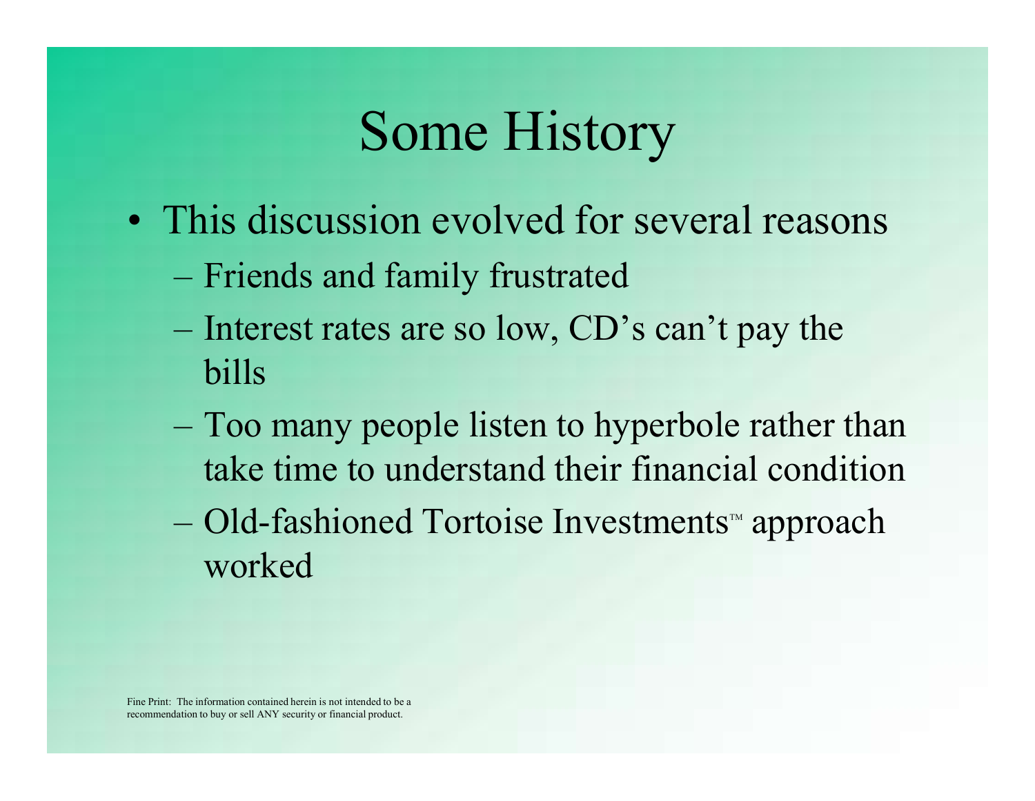# Some History

- This discussion evolved for several reasons
  - Friends and family frustrated
  - Interest rates are so low, CD's can't pay the bills
  - Too many people listen to hyperbole rather than take time to understand their financial condition
  - Old-fashioned Tortoise Investments™ approach worked

Fine Print: The information contained herein is not intended to be a recommendation to buy or sell ANY security or financial product.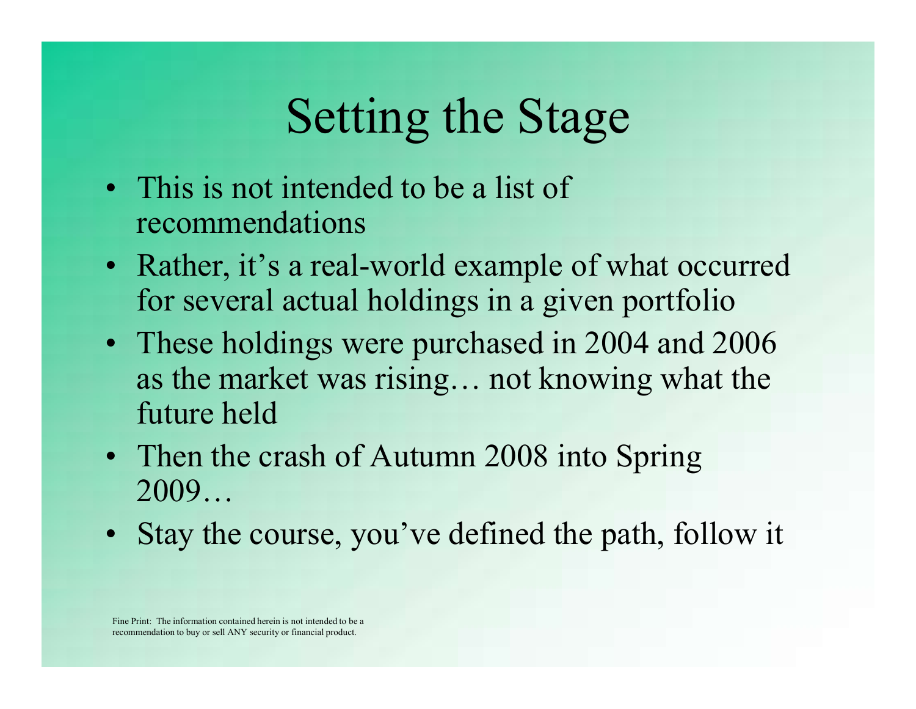# Setting the Stage

- This is not intended to be a list of recommendations
- Rather, it's a real-world example of what occurred for several actual holdings in a given portfolio
- These holdings were purchased in 2004 and 2006 as the market was rising… not knowing what the future held
- Then the crash of Autumn 2008 into Spring 2009…
- Stay the course, you've defined the path, follow it

Fine Print: The information contained herein is not intended to be a recommendation to buy or sell ANY security or financial product.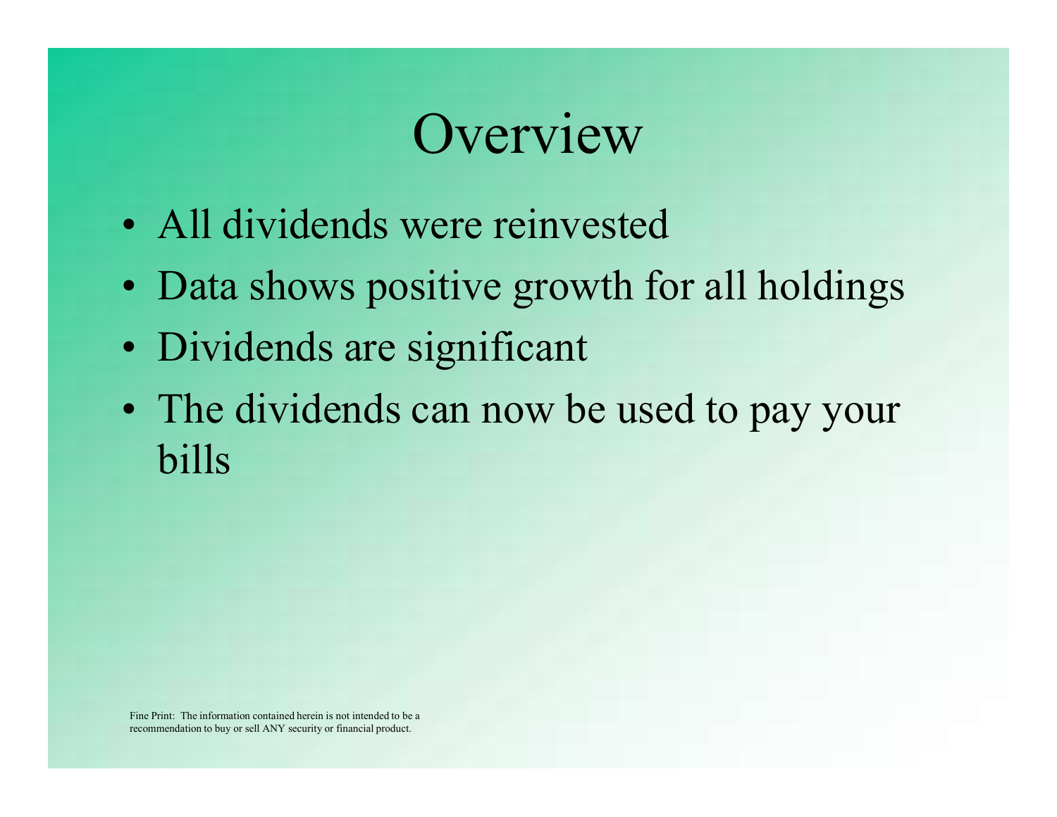# Overview

- All dividends were reinvested
- Data shows positive growth for all holdings
- Dividends are significant
- The dividends can now be used to pay your bills

Fine Print: The information contained herein is not intended to be a recommendation to buy or sell ANY security or financial product.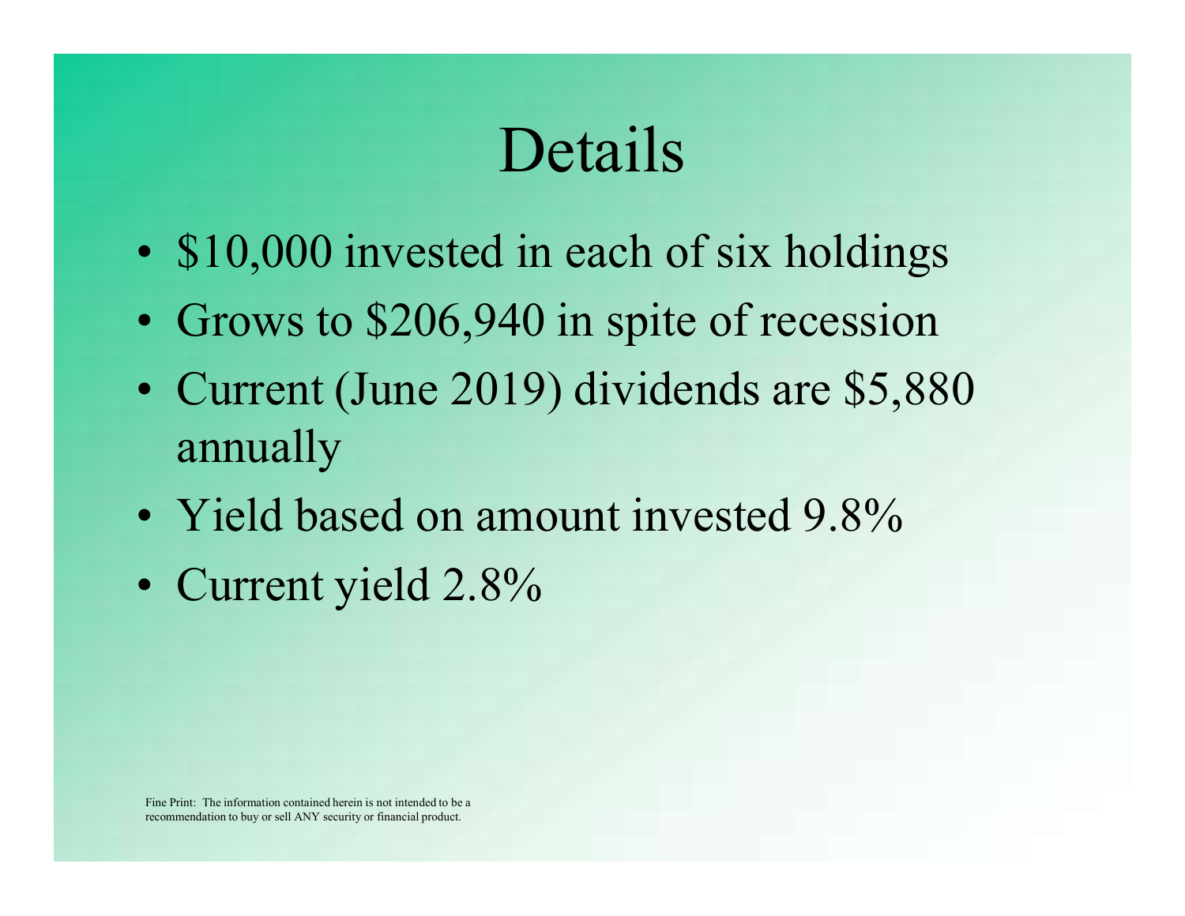# Details

- $10,000 invested in each of six holdings
- Grows to $206,940 in spite of recession
- Current (June 2019) dividends are $5,880 annually
- Yield based on amount invested 9.8%
- Current yield 2.8%

Fine Print: The information contained herein is not intended to be a recommendation to buy or sell ANY security or financial product.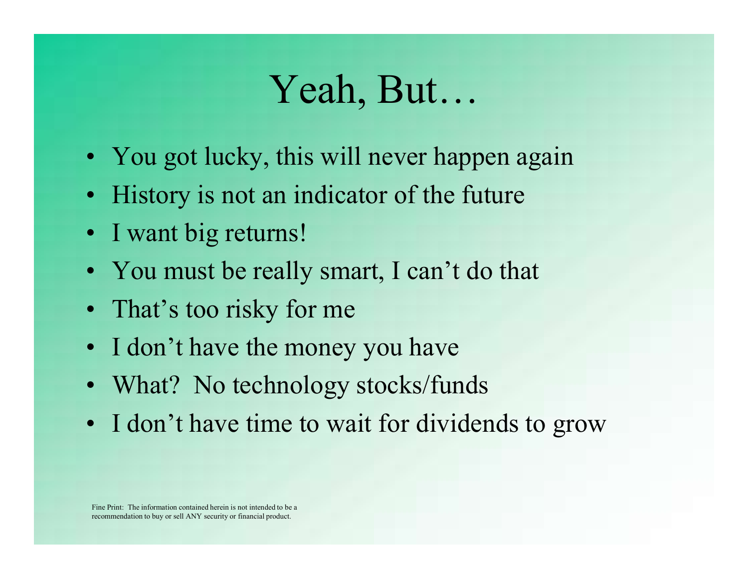# Yeah, But…

- You got lucky, this will never happen again
- History is not an indicator of the future
- I want big returns!
- You must be really smart, I can't do that
- That's too risky for me
- I don't have the money you have
- What?  No technology stocks/funds
- I don't have time to wait for dividends to grow

Fine Print:  The information contained herein is not intended to be a recommendation to buy or sell ANY security or financial product.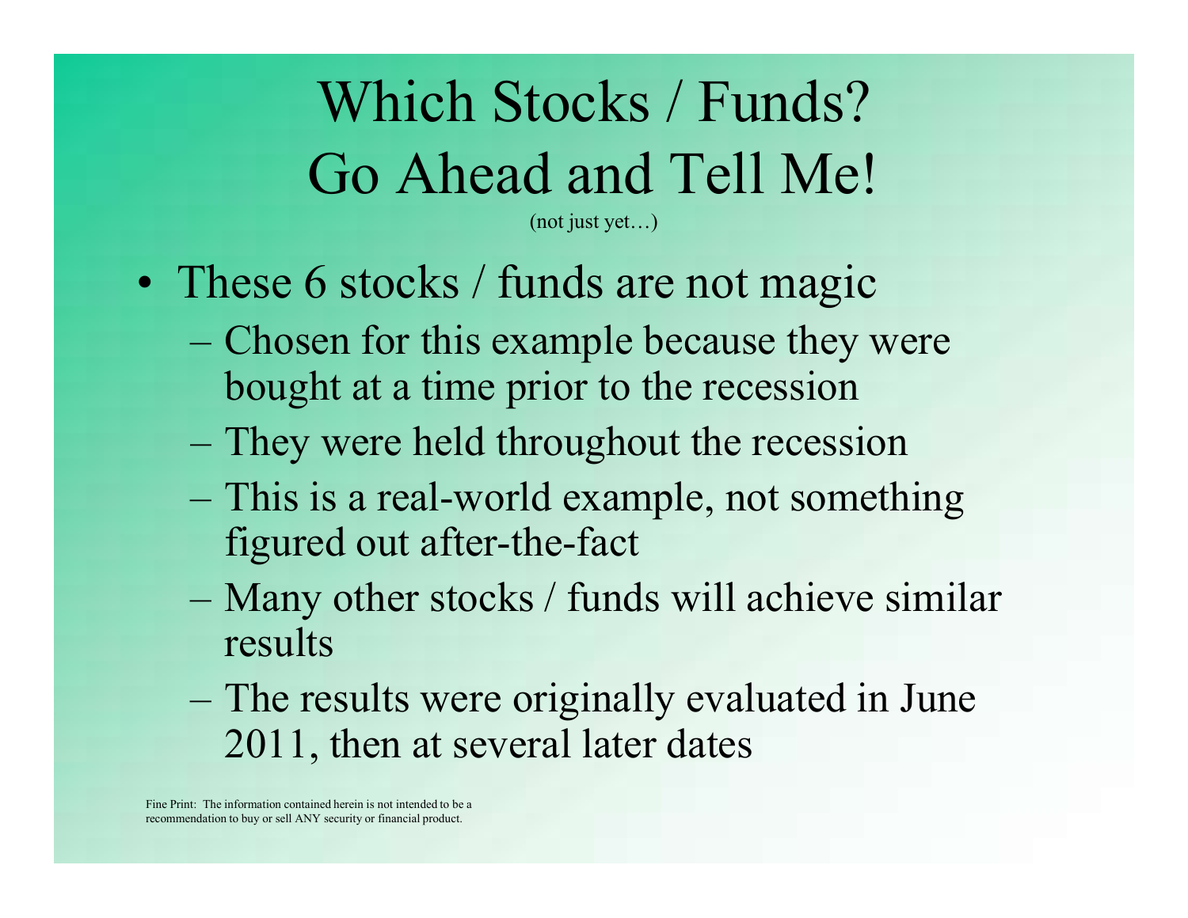# Which Stocks / Funds? Go Ahead and Tell Me!

(not just yet…)

- These 6 stocks / funds are not magic
  - Chosen for this example because they were bought at a time prior to the recession
  - They were held throughout the recession
  - This is a real-world example, not something figured out after-the-fact
  - Many other stocks / funds will achieve similar results
  - The results were originally evaluated in June 2011, then at several later dates

Fine Print: The information contained herein is not intended to be a recommendation to buy or sell ANY security or financial product.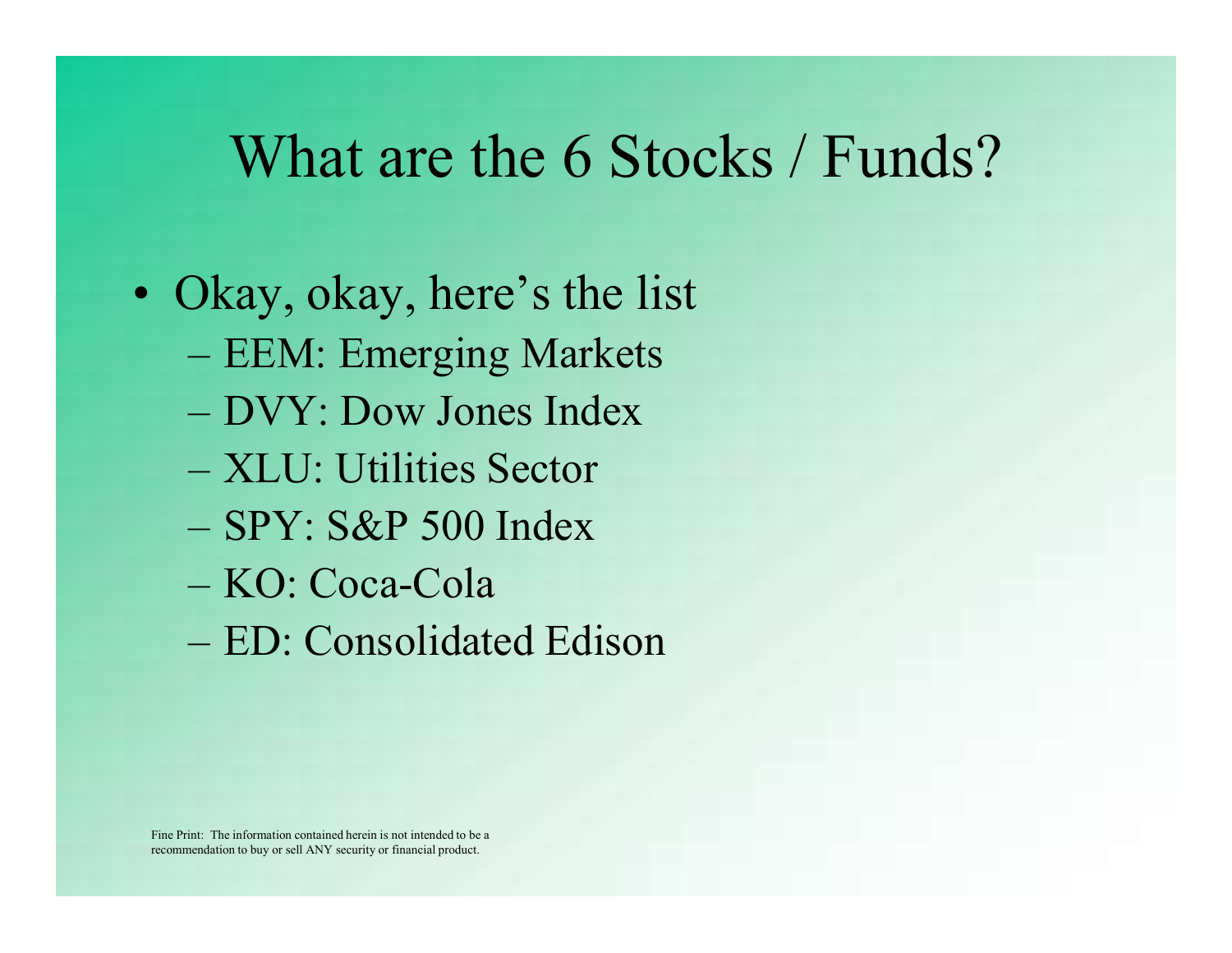# What are the 6 Stocks / Funds?

- Okay, okay, here's the list
  - EEM: Emerging Markets
  - DVY: Dow Jones Index
  - XLU: Utilities Sector
  - SPY: S&P 500 Index
  - KO: Coca-Cola
  - ED: Consolidated Edison

Fine Print: The information contained herein is not intended to be a recommendation to buy or sell ANY security or financial product.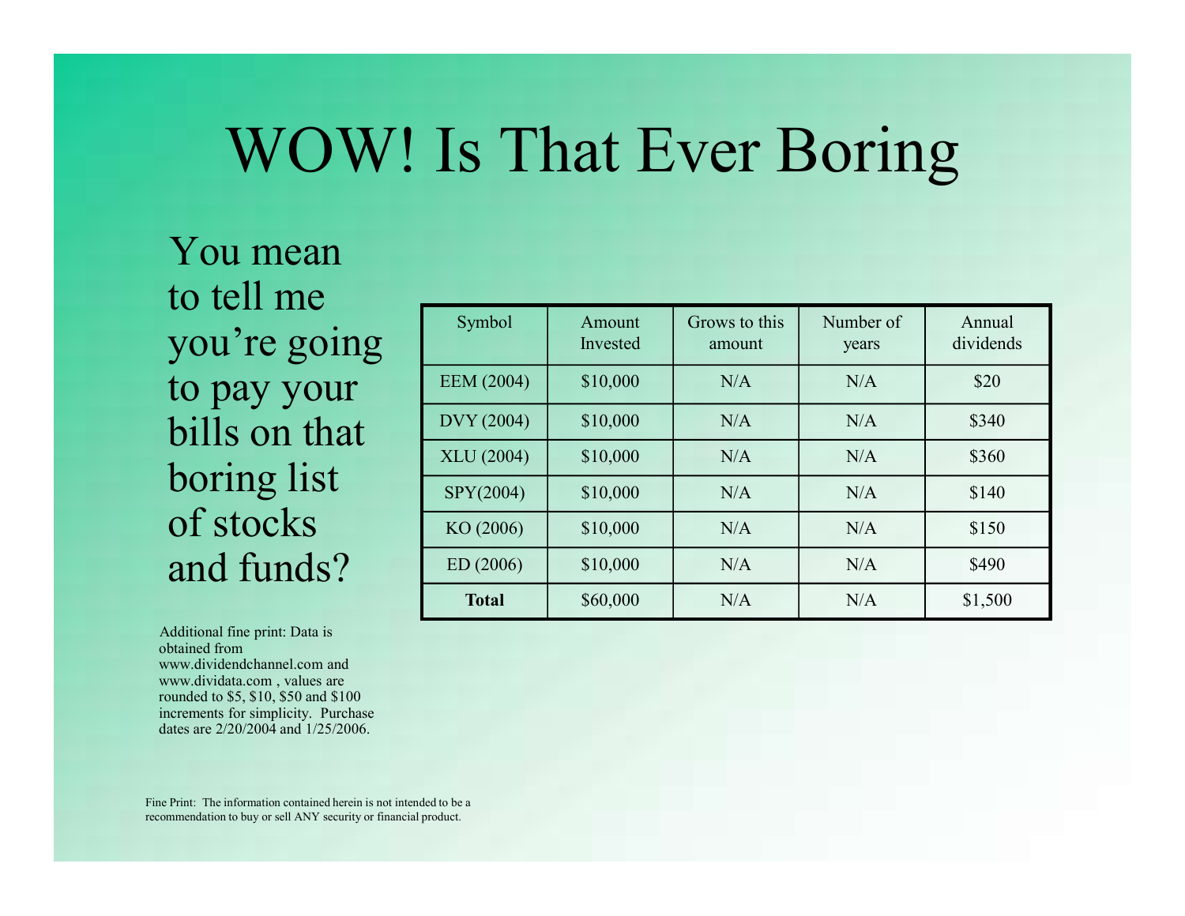# WOW! Is That Ever Boring

You mean to tell me you're going to pay your bills on that boring list of stocks and funds?

| Symbol | Amount Invested | Grows to this amount | Number of years | Annual dividends |
|---|---|---|---|---|
| EEM (2004) | $10,000 | N/A | N/A | $20 |
| DVY (2004) | $10,000 | N/A | N/A | $340 |
| XLU (2004) | $10,000 | N/A | N/A | $360 |
| SPY(2004) | $10,000 | N/A | N/A | $140 |
| KO (2006) | $10,000 | N/A | N/A | $150 |
| ED (2006) | $10,000 | N/A | N/A | $490 |
| **Total** | $60,000 | N/A | N/A | $1,500 |

Additional fine print: Data is obtained from www.dividendchannel.com and www.dividata.com , values are rounded to $5, $10, $50 and $100 increments for simplicity. Purchase dates are 2/20/2004 and 1/25/2006.

Fine Print: The information contained herein is not intended to be a recommendation to buy or sell ANY security or financial product.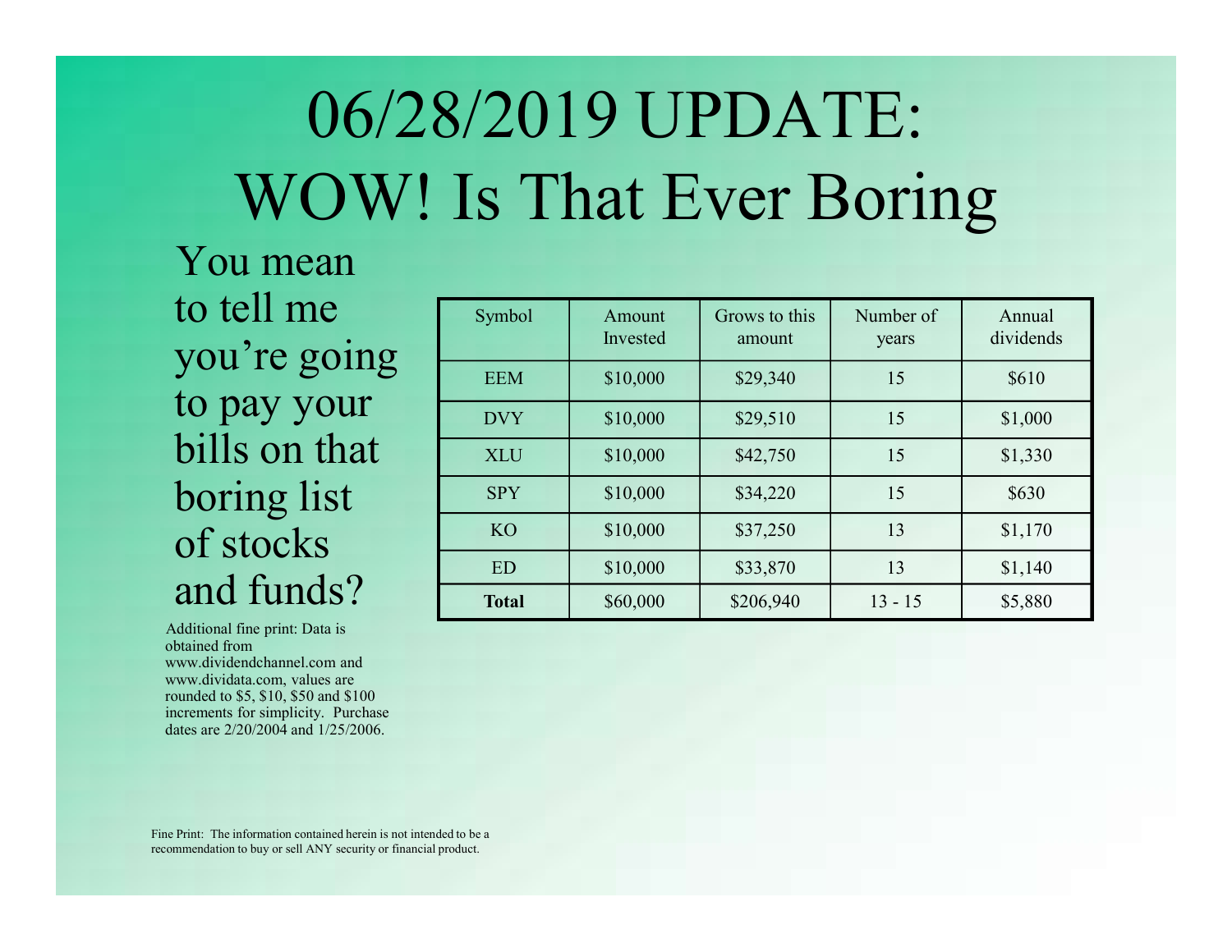# 06/28/2019 UPDATE: WOW! Is That Ever Boring

You mean to tell me you're going to pay your bills on that boring list of stocks and funds?

| Symbol | Amount Invested | Grows to this amount | Number of years | Annual dividends |
|---|---|---|---|---|
| EEM | $10,000 | $29,340 | 15 | $610 |
| DVY | $10,000 | $29,510 | 15 | $1,000 |
| XLU | $10,000 | $42,750 | 15 | $1,330 |
| SPY | $10,000 | $34,220 | 15 | $630 |
| KO | $10,000 | $37,250 | 13 | $1,170 |
| ED | $10,000 | $33,870 | 13 | $1,140 |
| **Total** | $60,000 | $206,940 | 13 - 15 | $5,880 |

Additional fine print: Data is obtained from www.dividendchannel.com and www.dividata.com, values are rounded to $5, $10, $50 and $100 increments for simplicity. Purchase dates are 2/20/2004 and 1/25/2006.

Fine Print: The information contained herein is not intended to be a recommendation to buy or sell ANY security or financial product.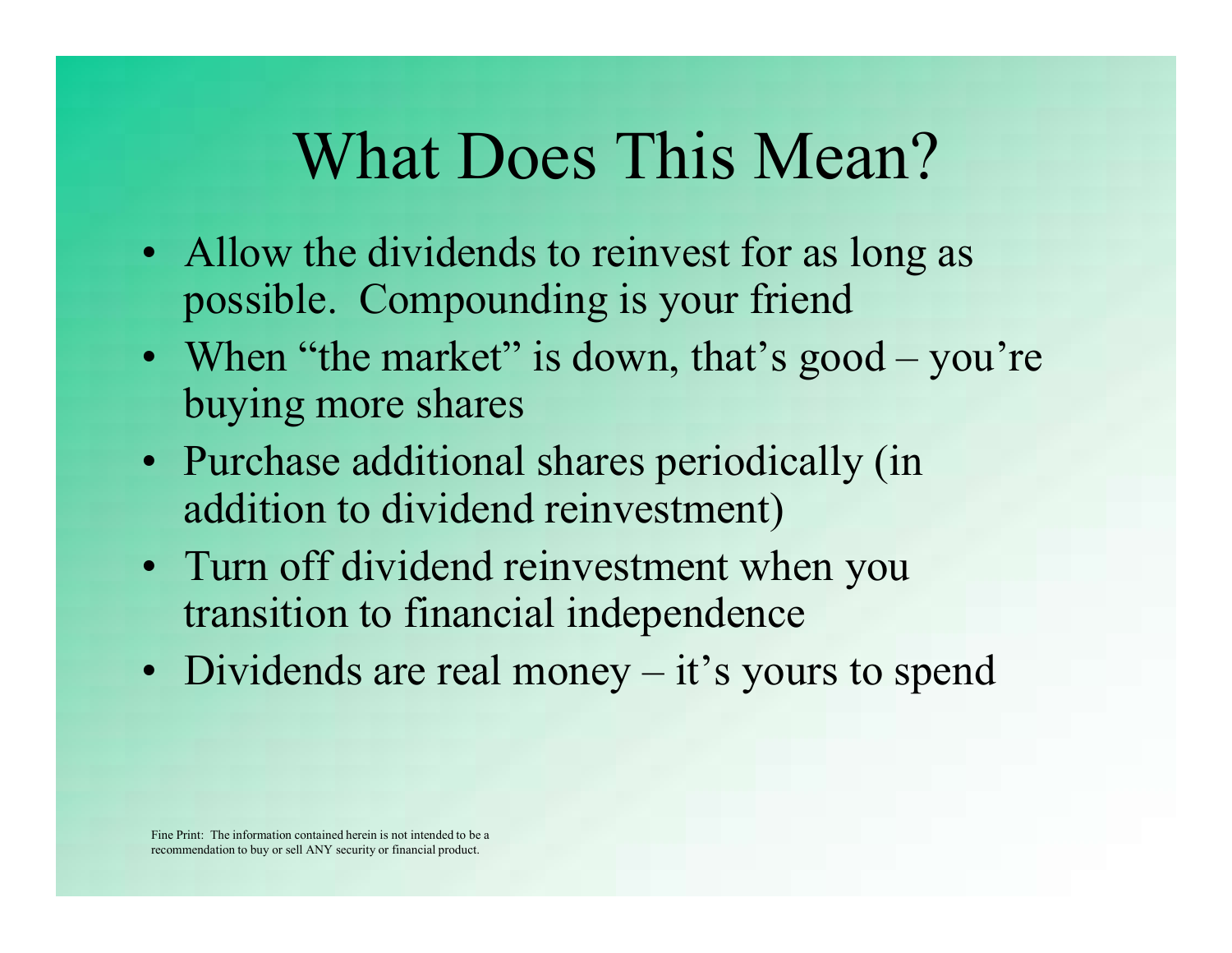# What Does This Mean?

- Allow the dividends to reinvest for as long as possible. Compounding is your friend
- When "the market" is down, that's good – you're buying more shares
- Purchase additional shares periodically (in addition to dividend reinvestment)
- Turn off dividend reinvestment when you transition to financial independence
- Dividends are real money – it's yours to spend

Fine Print: The information contained herein is not intended to be a recommendation to buy or sell ANY security or financial product.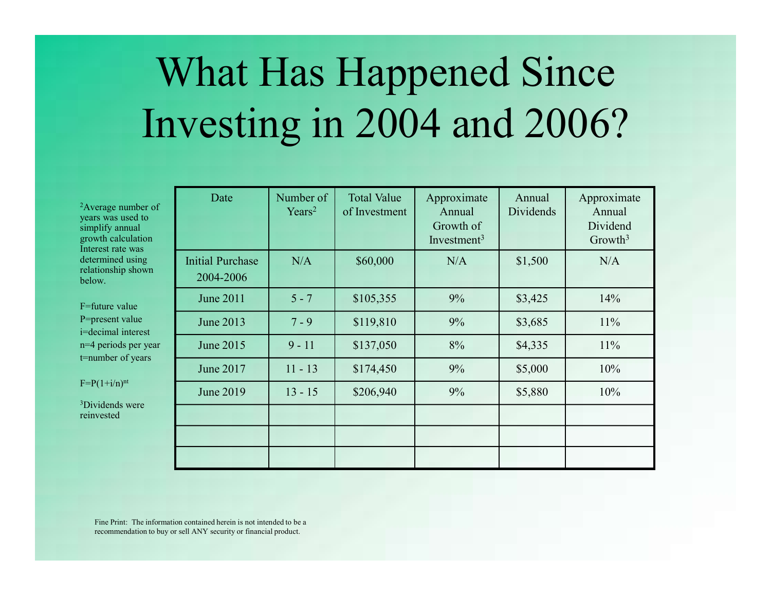# What Has Happened Since Investing in 2004 and 2006?

[2]Average number of years was used to simplify annual growth calculation Interest rate was determined using relationship shown below.

F=future value
P=present value
i=decimal interest
n=4 periods per year
t=number of years

$F=P(1+i/n)^{nt}$

[3]Dividends were reinvested

| Date | Number of Years[2] | Total Value of Investment | Approximate Annual Growth of Investment[3] | Annual Dividends | Approximate Annual Dividend Growth[3] |
|---|---|---|---|---|---|
| Initial Purchase 2004-2006 | N/A | $60,000 | N/A | $1,500 | N/A |
| June 2011 | 5 - 7 | $105,355 | 9% | $3,425 | 14% |
| June 2013 | 7 - 9 | $119,810 | 9% | $3,685 | 11% |
| June 2015 | 9 - 11 | $137,050 | 8% | $4,335 | 11% |
| June 2017 | 11 - 13 | $174,450 | 9% | $5,000 | 10% |
| June 2019 | 13 - 15 | $206,940 | 9% | $5,880 | 10% |
| | | | | | |
| | | | | | |
| | | | | | |

Fine Print: The information contained herein is not intended to be a recommendation to buy or sell ANY security or financial product.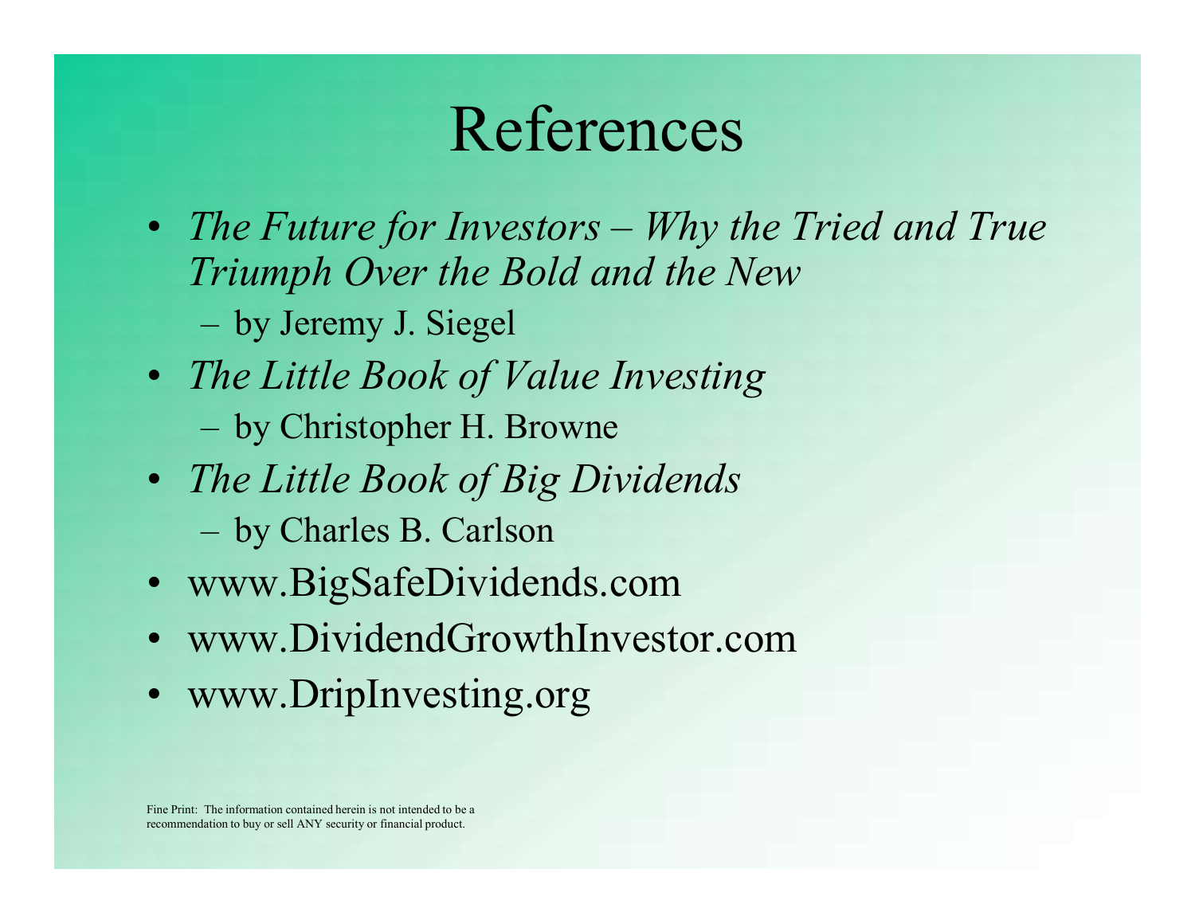# References

- *The Future for Investors – Why the Tried and True Triumph Over the Bold and the New*
  - by Jeremy J. Siegel
- *The Little Book of Value Investing*
  - by Christopher H. Browne
- *The Little Book of Big Dividends*
  - by Charles B. Carlson
- www.BigSafeDividends.com
- www.DividendGrowthInvestor.com
- www.DripInvesting.org

Fine Print: The information contained herein is not intended to be a recommendation to buy or sell ANY security or financial product.